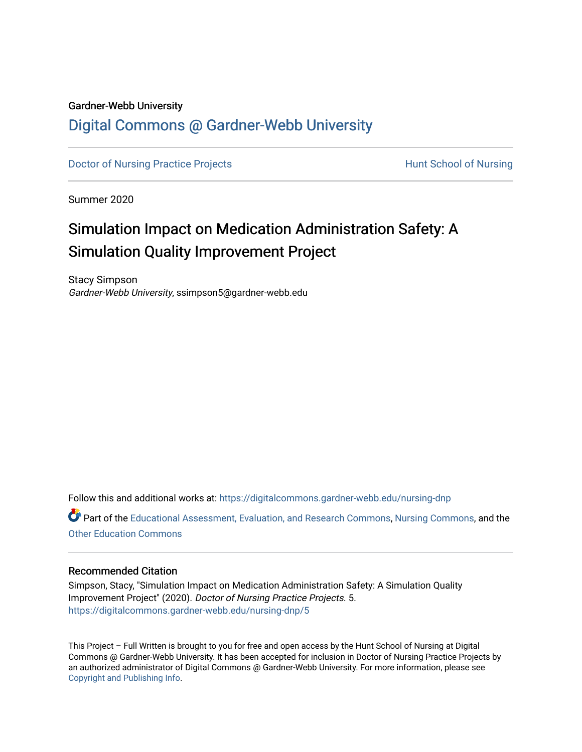Gardner-Webb University

# Digital Commons @ Gardner-Webb University

Doctor of Nursing Practice Projects

Hunt School of Nursing

Summer 2020

## Simulation Impact on Medication Administration Safety: A Simulation Quality Improvement Project

Stacy Simpson
*Gardner-Webb University*, ssimpson5@gardner-webb.edu

Follow this and additional works at: https://digitalcommons.gardner-webb.edu/nursing-dnp

Part of the Educational Assessment, Evaluation, and Research Commons, Nursing Commons, and the Other Education Commons

### Recommended Citation

Simpson, Stacy, "Simulation Impact on Medication Administration Safety: A Simulation Quality Improvement Project" (2020). *Doctor of Nursing Practice Projects.* 5.
https://digitalcommons.gardner-webb.edu/nursing-dnp/5

This Project – Full Written is brought to you for free and open access by the Hunt School of Nursing at Digital Commons @ Gardner-Webb University. It has been accepted for inclusion in Doctor of Nursing Practice Projects by an authorized administrator of Digital Commons @ Gardner-Webb University. For more information, please see Copyright and Publishing Info.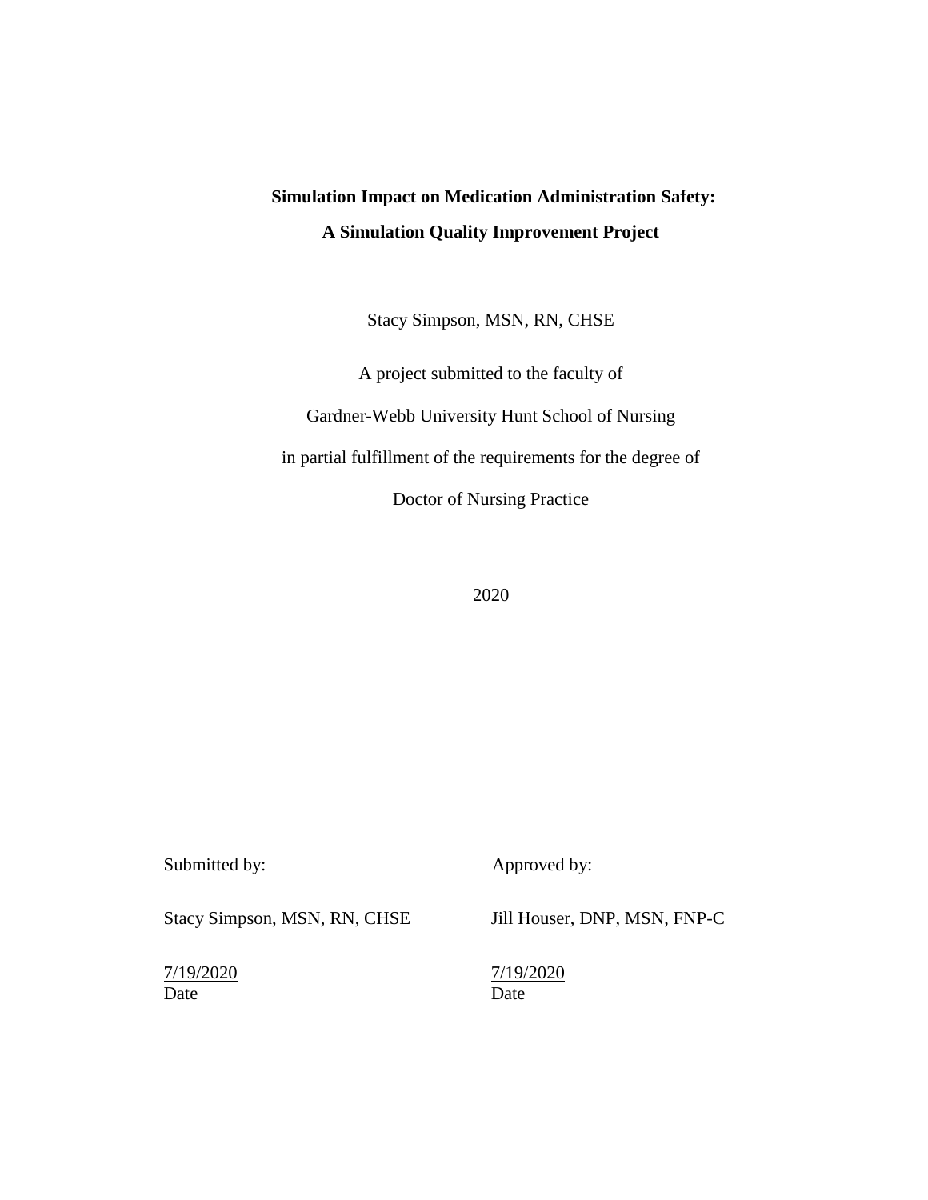**Simulation Impact on Medication Administration Safety:**

**A Simulation Quality Improvement Project**

Stacy Simpson, MSN, RN, CHSE

A project submitted to the faculty of

Gardner-Webb University Hunt School of Nursing

in partial fulfillment of the requirements for the degree of

Doctor of Nursing Practice

2020

| Submitted by: | Approved by: |
|---|---|
| Stacy Simpson, MSN, RN, CHSE | Jill Houser, DNP, MSN, FNP-C |
| 7/19/2020 | 7/19/2020 |
| Date | Date |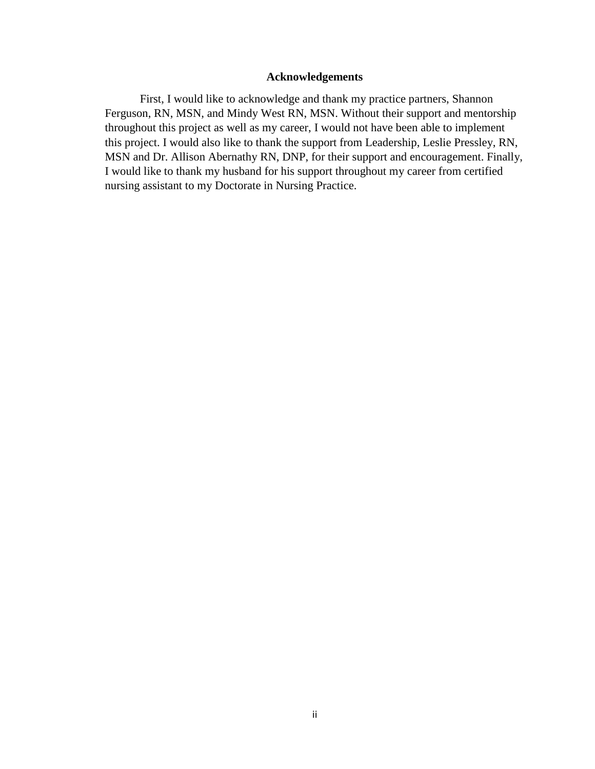## Acknowledgements

First, I would like to acknowledge and thank my practice partners, Shannon Ferguson, RN, MSN, and Mindy West RN, MSN. Without their support and mentorship throughout this project as well as my career, I would not have been able to implement this project. I would also like to thank the support from Leadership, Leslie Pressley, RN, MSN and Dr. Allison Abernathy RN, DNP, for their support and encouragement. Finally, I would like to thank my husband for his support throughout my career from certified nursing assistant to my Doctorate in Nursing Practice.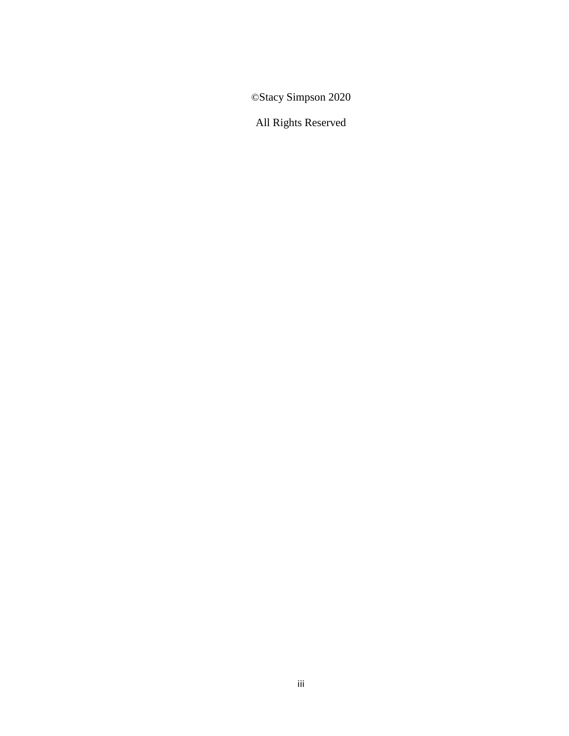©Stacy Simpson 2020

All Rights Reserved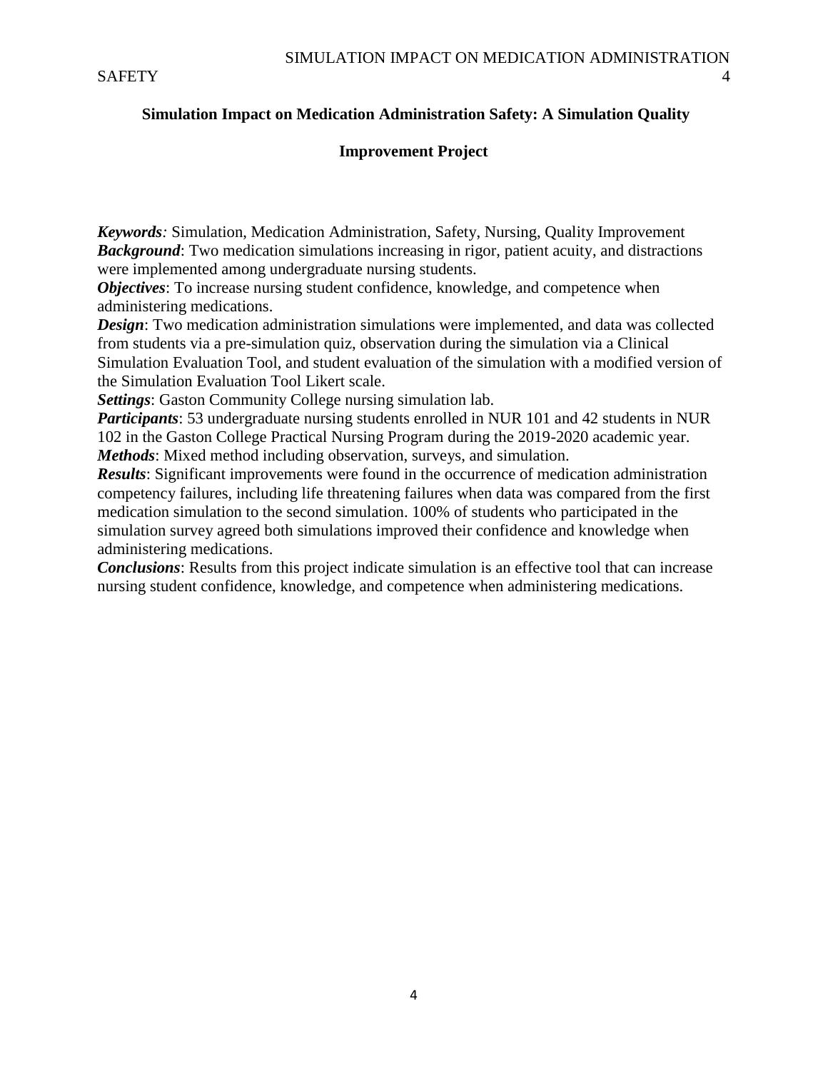# Simulation Impact on Medication Administration Safety: A Simulation Quality Improvement Project

***Keywords***: Simulation, Medication Administration, Safety, Nursing, Quality Improvement
***Background***: Two medication simulations increasing in rigor, patient acuity, and distractions were implemented among undergraduate nursing students.
***Objectives***: To increase nursing student confidence, knowledge, and competence when administering medications.
***Design***: Two medication administration simulations were implemented, and data was collected from students via a pre-simulation quiz, observation during the simulation via a Clinical Simulation Evaluation Tool, and student evaluation of the simulation with a modified version of the Simulation Evaluation Tool Likert scale.
***Settings***: Gaston Community College nursing simulation lab.
***Participants***: 53 undergraduate nursing students enrolled in NUR 101 and 42 students in NUR 102 in the Gaston College Practical Nursing Program during the 2019-2020 academic year.
***Methods***: Mixed method including observation, surveys, and simulation.
***Results***: Significant improvements were found in the occurrence of medication administration competency failures, including life threatening failures when data was compared from the first medication simulation to the second simulation. 100% of students who participated in the simulation survey agreed both simulations improved their confidence and knowledge when administering medications.
***Conclusions***: Results from this project indicate simulation is an effective tool that can increase nursing student confidence, knowledge, and competence when administering medications.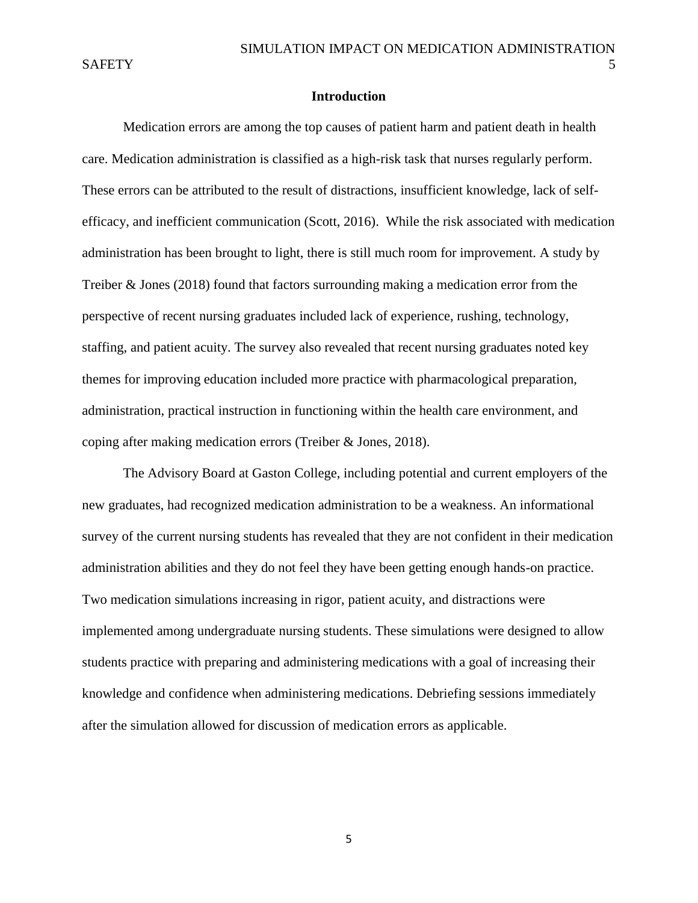## Introduction

Medication errors are among the top causes of patient harm and patient death in health care. Medication administration is classified as a high-risk task that nurses regularly perform. These errors can be attributed to the result of distractions, insufficient knowledge, lack of self-efficacy, and inefficient communication (Scott, 2016). While the risk associated with medication administration has been brought to light, there is still much room for improvement. A study by Treiber & Jones (2018) found that factors surrounding making a medication error from the perspective of recent nursing graduates included lack of experience, rushing, technology, staffing, and patient acuity. The survey also revealed that recent nursing graduates noted key themes for improving education included more practice with pharmacological preparation, administration, practical instruction in functioning within the health care environment, and coping after making medication errors (Treiber & Jones, 2018).

The Advisory Board at Gaston College, including potential and current employers of the new graduates, had recognized medication administration to be a weakness. An informational survey of the current nursing students has revealed that they are not confident in their medication administration abilities and they do not feel they have been getting enough hands-on practice. Two medication simulations increasing in rigor, patient acuity, and distractions were implemented among undergraduate nursing students. These simulations were designed to allow students practice with preparing and administering medications with a goal of increasing their knowledge and confidence when administering medications. Debriefing sessions immediately after the simulation allowed for discussion of medication errors as applicable.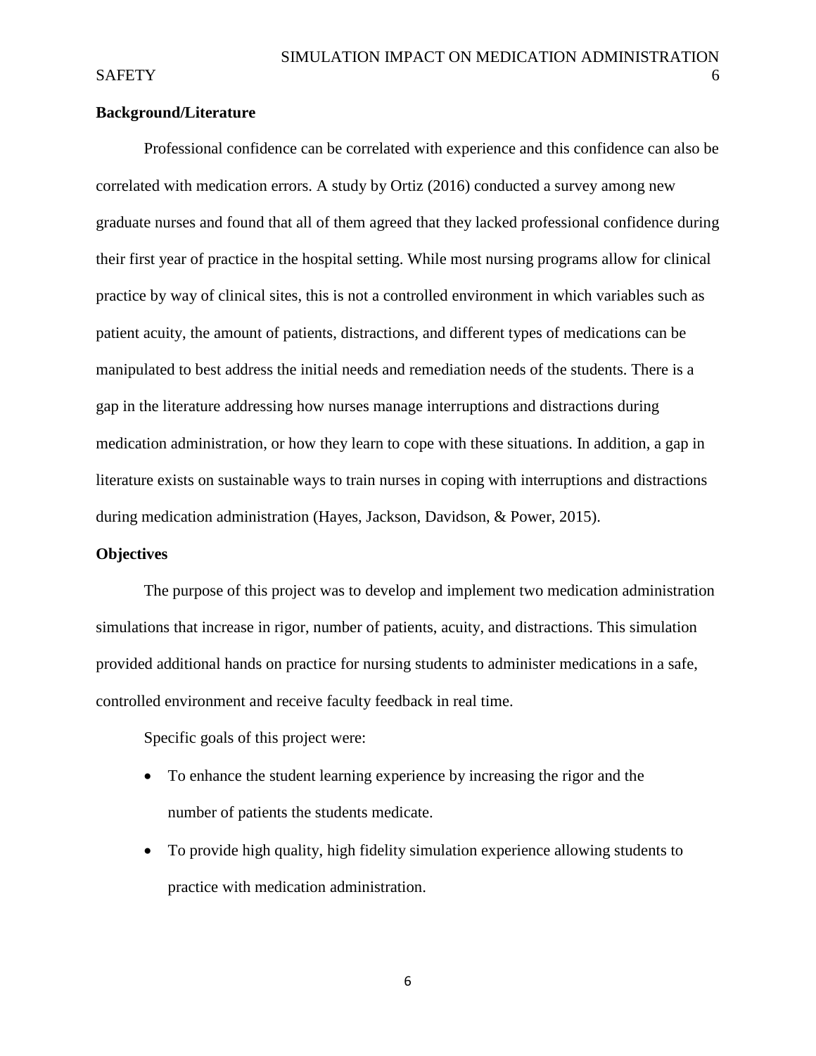**Background/Literature**

Professional confidence can be correlated with experience and this confidence can also be correlated with medication errors. A study by Ortiz (2016) conducted a survey among new graduate nurses and found that all of them agreed that they lacked professional confidence during their first year of practice in the hospital setting. While most nursing programs allow for clinical practice by way of clinical sites, this is not a controlled environment in which variables such as patient acuity, the amount of patients, distractions, and different types of medications can be manipulated to best address the initial needs and remediation needs of the students. There is a gap in the literature addressing how nurses manage interruptions and distractions during medication administration, or how they learn to cope with these situations. In addition, a gap in literature exists on sustainable ways to train nurses in coping with interruptions and distractions during medication administration (Hayes, Jackson, Davidson, & Power, 2015).

**Objectives**

The purpose of this project was to develop and implement two medication administration simulations that increase in rigor, number of patients, acuity, and distractions. This simulation provided additional hands on practice for nursing students to administer medications in a safe, controlled environment and receive faculty feedback in real time.

Specific goals of this project were:

- To enhance the student learning experience by increasing the rigor and the number of patients the students medicate.
- To provide high quality, high fidelity simulation experience allowing students to practice with medication administration.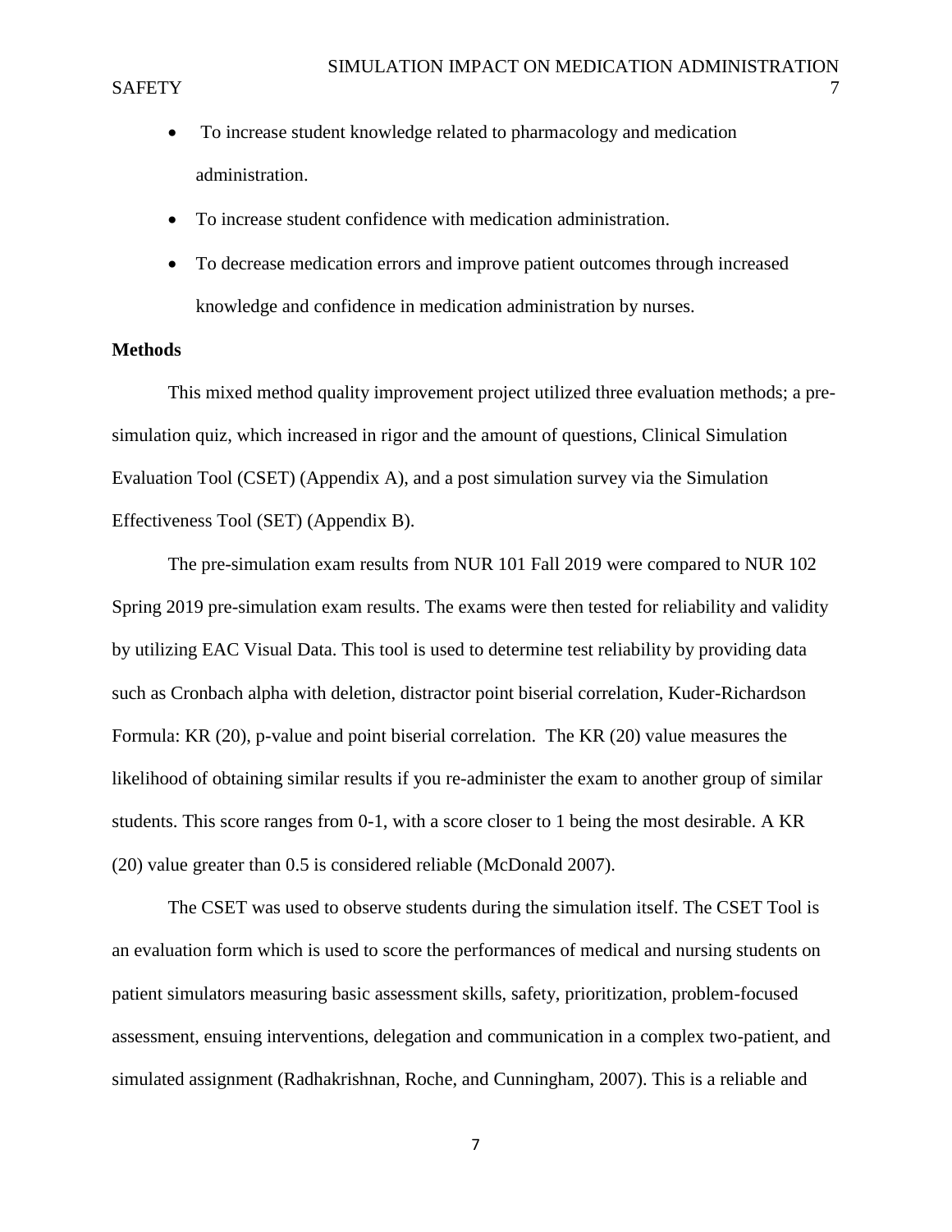- To increase student knowledge related to pharmacology and medication administration.
- To increase student confidence with medication administration.
- To decrease medication errors and improve patient outcomes through increased knowledge and confidence in medication administration by nurses.

**Methods**

This mixed method quality improvement project utilized three evaluation methods; a pre-simulation quiz, which increased in rigor and the amount of questions, Clinical Simulation Evaluation Tool (CSET) (Appendix A), and a post simulation survey via the Simulation Effectiveness Tool (SET) (Appendix B).

The pre-simulation exam results from NUR 101 Fall 2019 were compared to NUR 102 Spring 2019 pre-simulation exam results. The exams were then tested for reliability and validity by utilizing EAC Visual Data. This tool is used to determine test reliability by providing data such as Cronbach alpha with deletion, distractor point biserial correlation, Kuder-Richardson Formula: KR (20), p-value and point biserial correlation. The KR (20) value measures the likelihood of obtaining similar results if you re-administer the exam to another group of similar students. This score ranges from 0-1, with a score closer to 1 being the most desirable. A KR (20) value greater than 0.5 is considered reliable (McDonald 2007).

The CSET was used to observe students during the simulation itself. The CSET Tool is an evaluation form which is used to score the performances of medical and nursing students on patient simulators measuring basic assessment skills, safety, prioritization, problem-focused assessment, ensuing interventions, delegation and communication in a complex two-patient, and simulated assignment (Radhakrishnan, Roche, and Cunningham, 2007). This is a reliable and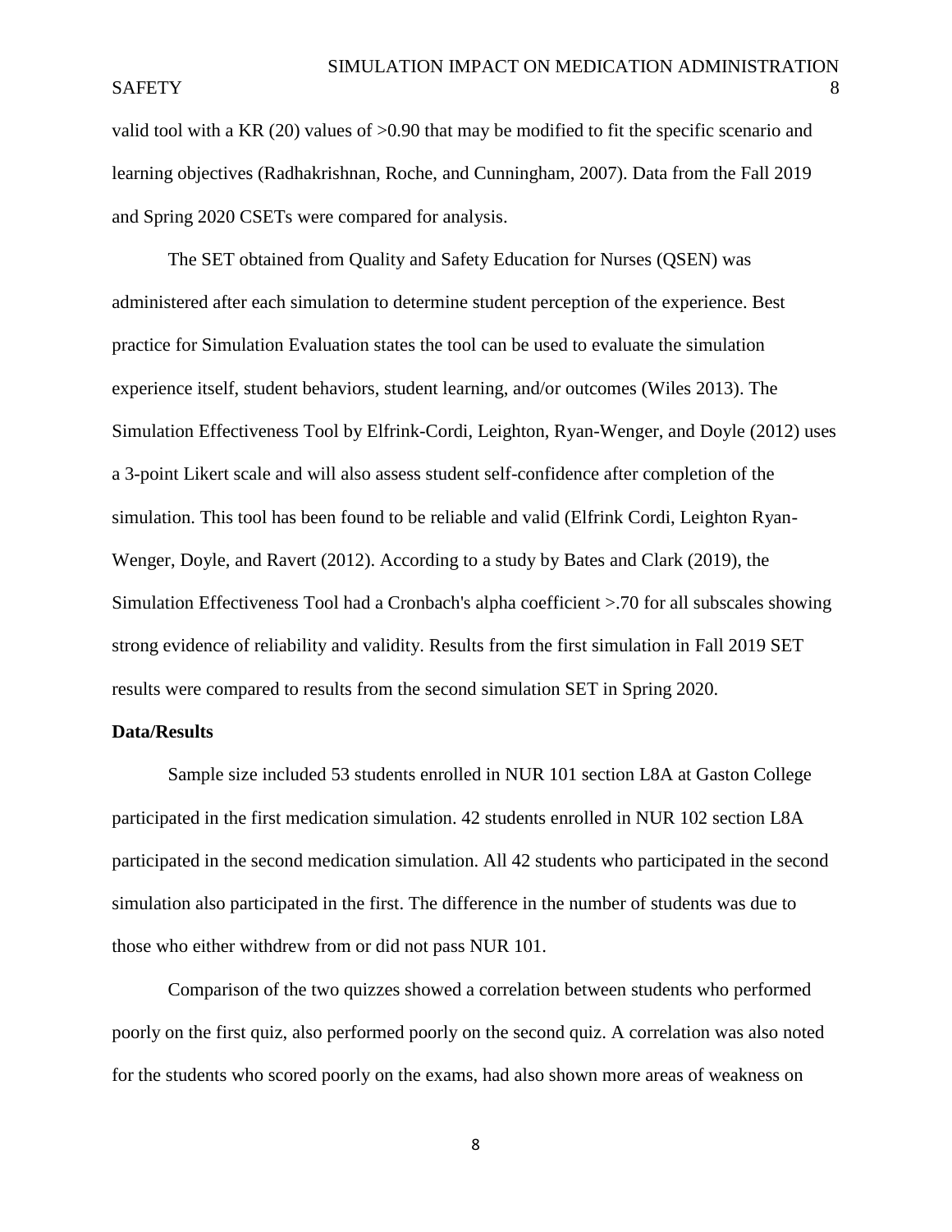valid tool with a KR (20) values of >0.90 that may be modified to fit the specific scenario and learning objectives (Radhakrishnan, Roche, and Cunningham, 2007). Data from the Fall 2019 and Spring 2020 CSETs were compared for analysis.

The SET obtained from Quality and Safety Education for Nurses (QSEN) was administered after each simulation to determine student perception of the experience. Best practice for Simulation Evaluation states the tool can be used to evaluate the simulation experience itself, student behaviors, student learning, and/or outcomes (Wiles 2013). The Simulation Effectiveness Tool by Elfrink-Cordi, Leighton, Ryan-Wenger, and Doyle (2012) uses a 3-point Likert scale and will also assess student self-confidence after completion of the simulation. This tool has been found to be reliable and valid (Elfrink Cordi, Leighton Ryan-Wenger, Doyle, and Ravert (2012). According to a study by Bates and Clark (2019), the Simulation Effectiveness Tool had a Cronbach's alpha coefficient >.70 for all subscales showing strong evidence of reliability and validity. Results from the first simulation in Fall 2019 SET results were compared to results from the second simulation SET in Spring 2020.

**Data/Results**

Sample size included 53 students enrolled in NUR 101 section L8A at Gaston College participated in the first medication simulation. 42 students enrolled in NUR 102 section L8A participated in the second medication simulation. All 42 students who participated in the second simulation also participated in the first. The difference in the number of students was due to those who either withdrew from or did not pass NUR 101.

Comparison of the two quizzes showed a correlation between students who performed poorly on the first quiz, also performed poorly on the second quiz. A correlation was also noted for the students who scored poorly on the exams, had also shown more areas of weakness on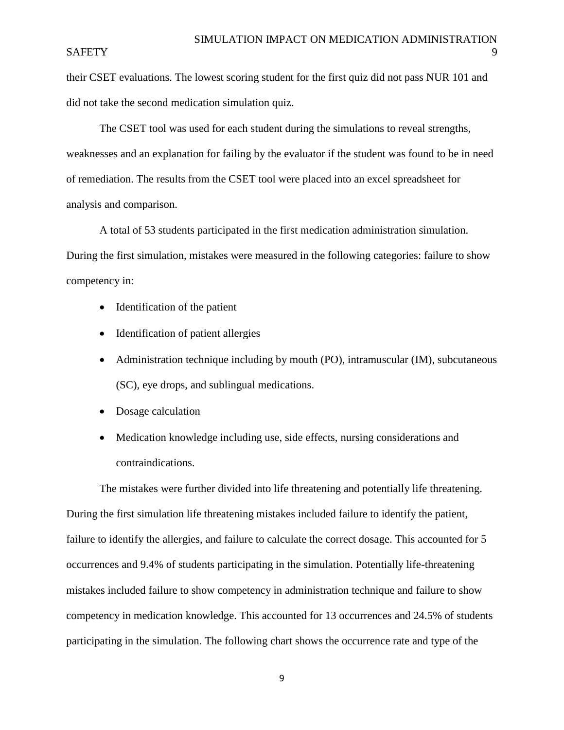their CSET evaluations. The lowest scoring student for the first quiz did not pass NUR 101 and did not take the second medication simulation quiz.

The CSET tool was used for each student during the simulations to reveal strengths, weaknesses and an explanation for failing by the evaluator if the student was found to be in need of remediation. The results from the CSET tool were placed into an excel spreadsheet for analysis and comparison.

A total of 53 students participated in the first medication administration simulation. During the first simulation, mistakes were measured in the following categories: failure to show competency in:

- Identification of the patient
- Identification of patient allergies
- Administration technique including by mouth (PO), intramuscular (IM), subcutaneous (SC), eye drops, and sublingual medications.
- Dosage calculation
- Medication knowledge including use, side effects, nursing considerations and contraindications.

The mistakes were further divided into life threatening and potentially life threatening. During the first simulation life threatening mistakes included failure to identify the patient, failure to identify the allergies, and failure to calculate the correct dosage. This accounted for 5 occurrences and 9.4% of students participating in the simulation. Potentially life-threatening mistakes included failure to show competency in administration technique and failure to show competency in medication knowledge. This accounted for 13 occurrences and 24.5% of students participating in the simulation. The following chart shows the occurrence rate and type of the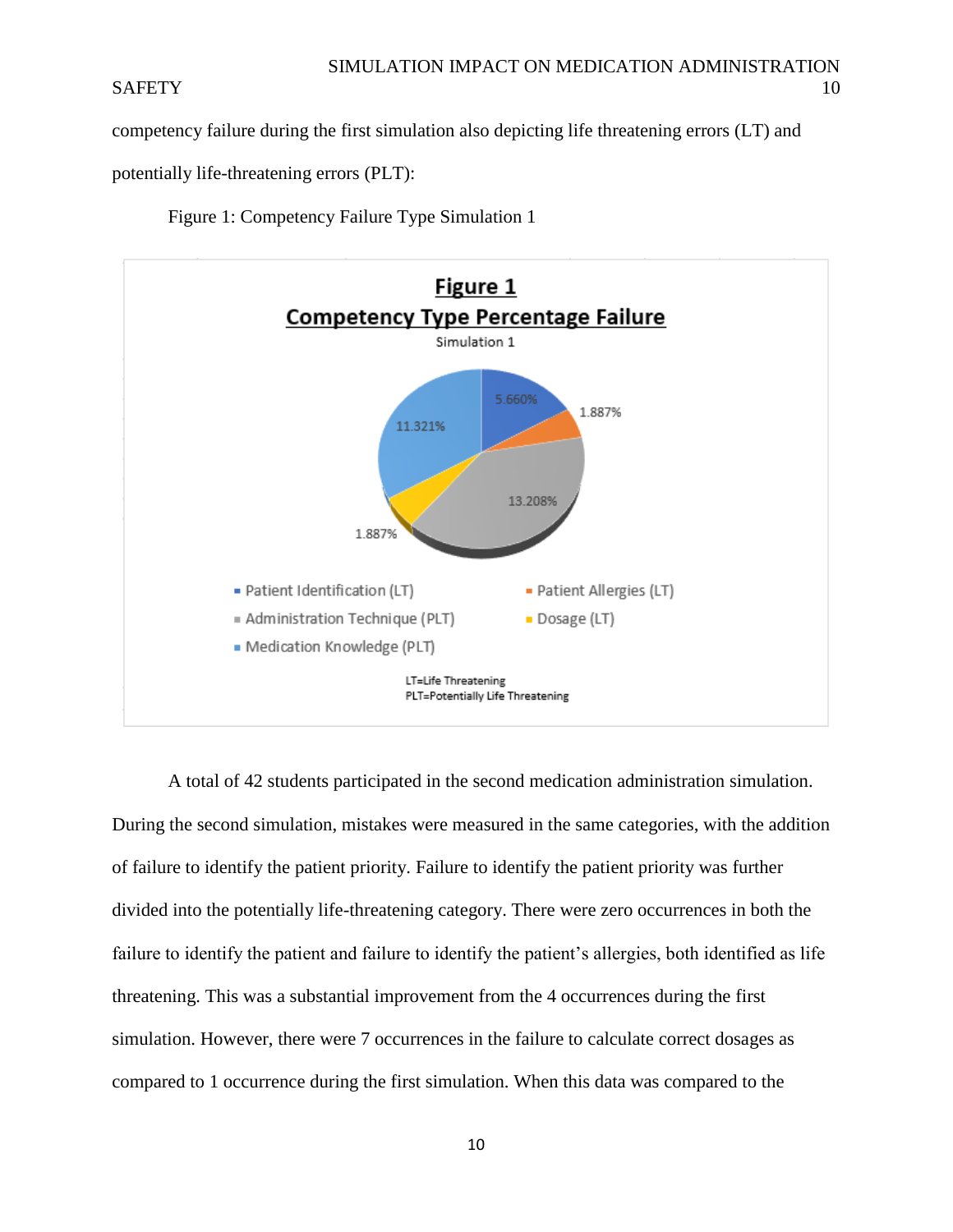competency failure during the first simulation also depicting life threatening errors (LT) and potentially life-threatening errors (PLT):

Figure 1: Competency Failure Type Simulation 1

**Figure 1**
**Competency Type Percentage Failure**
Simulation 1

- Patient Identification (LT): 5.660%
- Patient Allergies (LT): 1.887%
- Administration Technique (PLT): 13.208%
- Dosage (LT): 1.887%
- Medication Knowledge (PLT): 11.321%

LT=Life Threatening
PLT=Potentially Life Threatening

A total of 42 students participated in the second medication administration simulation. During the second simulation, mistakes were measured in the same categories, with the addition of failure to identify the patient priority. Failure to identify the patient priority was further divided into the potentially life-threatening category. There were zero occurrences in both the failure to identify the patient and failure to identify the patient's allergies, both identified as life threatening. This was a substantial improvement from the 4 occurrences during the first simulation. However, there were 7 occurrences in the failure to calculate correct dosages as compared to 1 occurrence during the first simulation. When this data was compared to the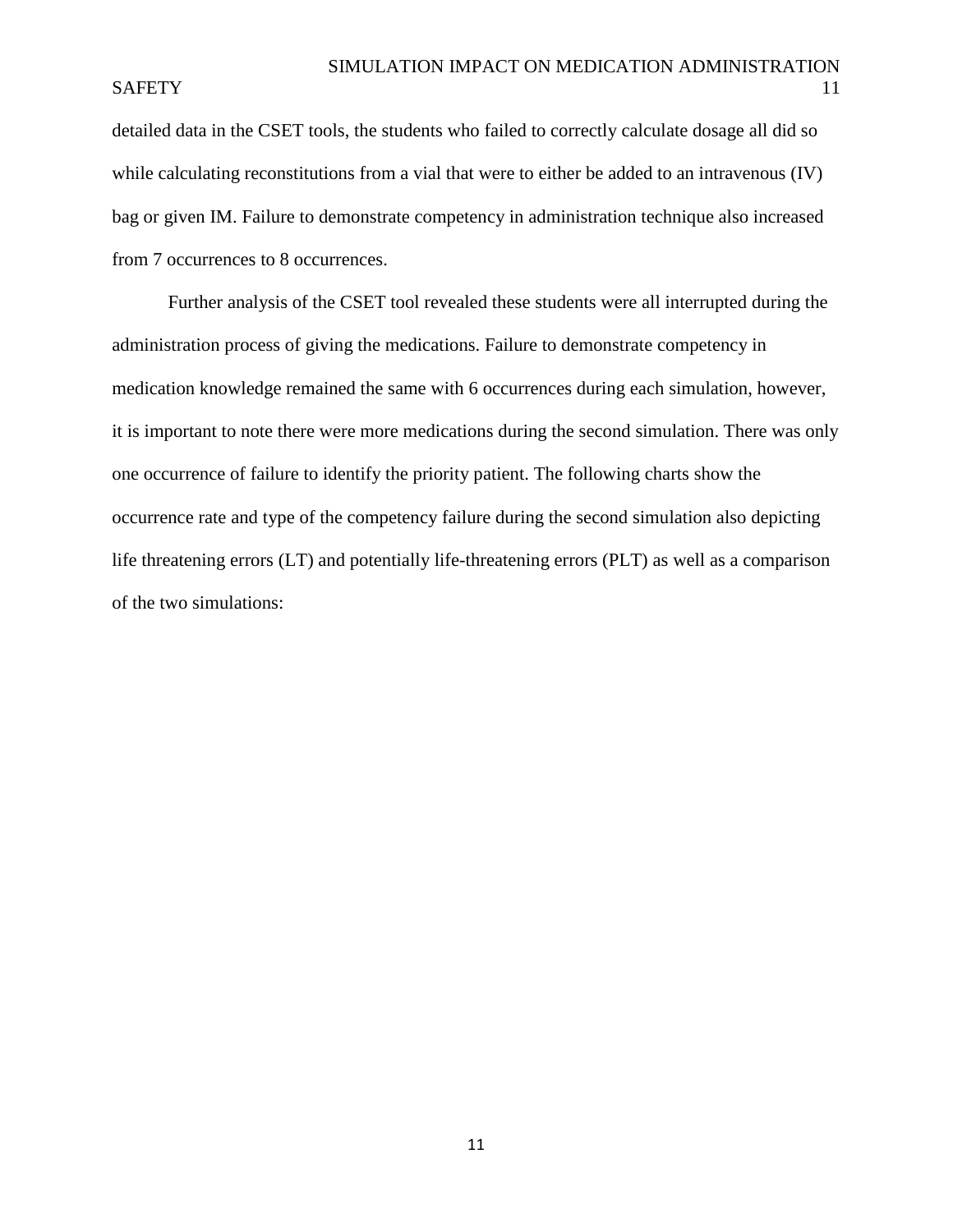detailed data in the CSET tools, the students who failed to correctly calculate dosage all did so while calculating reconstitutions from a vial that were to either be added to an intravenous (IV) bag or given IM. Failure to demonstrate competency in administration technique also increased from 7 occurrences to 8 occurrences.

Further analysis of the CSET tool revealed these students were all interrupted during the administration process of giving the medications. Failure to demonstrate competency in medication knowledge remained the same with 6 occurrences during each simulation, however, it is important to note there were more medications during the second simulation. There was only one occurrence of failure to identify the priority patient. The following charts show the occurrence rate and type of the competency failure during the second simulation also depicting life threatening errors (LT) and potentially life-threatening errors (PLT) as well as a comparison of the two simulations: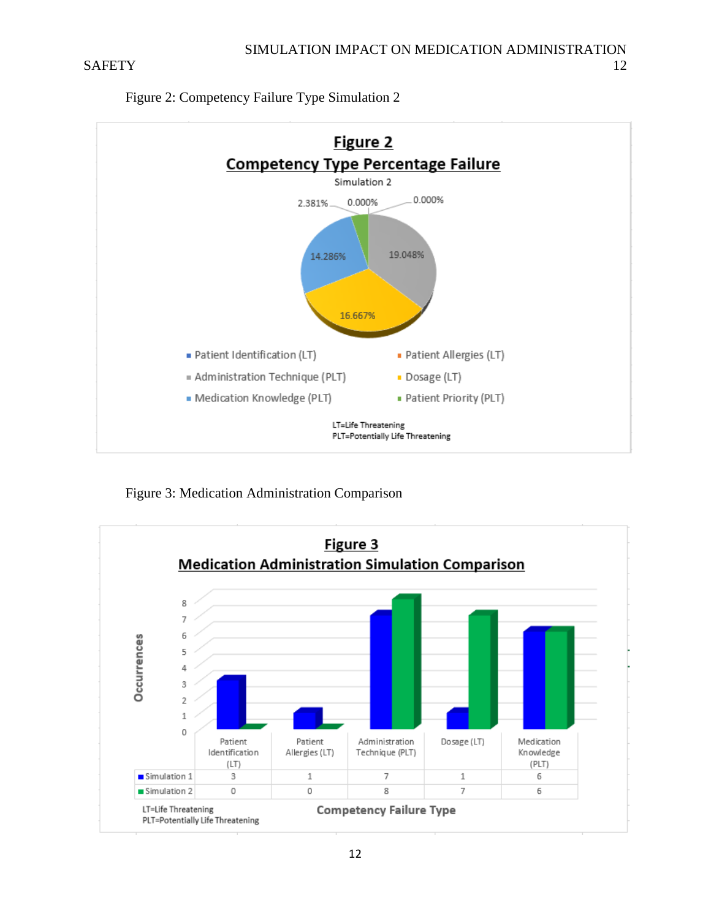Figure 2: Competency Failure Type Simulation 2

**Figure 2**

**Competency Type Percentage Failure**

Simulation 2

- 2.381%
- 0.000%
- 0.000%
- 14.286%
- 19.048%
- 16.667%

- Patient Identification (LT)
- Patient Allergies (LT)
- Administration Technique (PLT)
- Dosage (LT)
- Medication Knowledge (PLT)
- Patient Priority (PLT)

LT=Life Threatening
PLT=Potentially Life Threatening

Figure 3: Medication Administration Comparison

**Figure 3**

**Medication Administration Simulation Comparison**

| | Patient Identification (LT) | Patient Allergies (LT) | Administration Technique (PLT) | Dosage (LT) | Medication Knowledge (PLT) |
|---|---|---|---|---|---|
| Simulation 1 | 3 | 1 | 7 | 1 | 6 |
| Simulation 2 | 0 | 0 | 8 | 7 | 6 |

Occurrences

Competency Failure Type

LT=Life Threatening
PLT=Potentially Life Threatening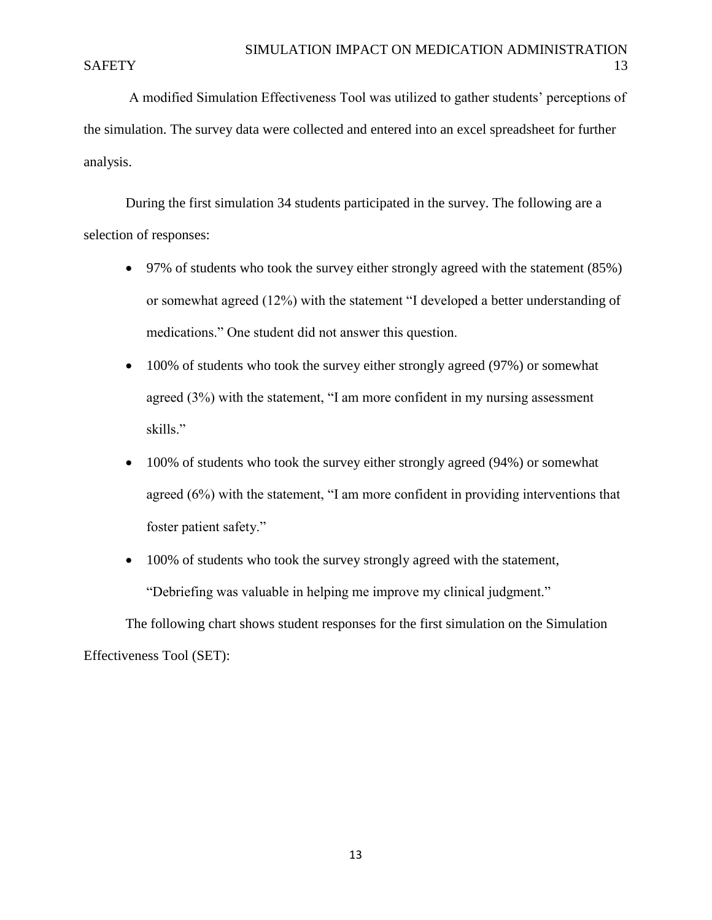A modified Simulation Effectiveness Tool was utilized to gather students' perceptions of the simulation. The survey data were collected and entered into an excel spreadsheet for further analysis.

During the first simulation 34 students participated in the survey. The following are a selection of responses:

- 97% of students who took the survey either strongly agreed with the statement (85%) or somewhat agreed (12%) with the statement "I developed a better understanding of medications." One student did not answer this question.
- 100% of students who took the survey either strongly agreed (97%) or somewhat agreed (3%) with the statement, "I am more confident in my nursing assessment skills."
- 100% of students who took the survey either strongly agreed (94%) or somewhat agreed (6%) with the statement, "I am more confident in providing interventions that foster patient safety."
- 100% of students who took the survey strongly agreed with the statement, "Debriefing was valuable in helping me improve my clinical judgment."

The following chart shows student responses for the first simulation on the Simulation Effectiveness Tool (SET):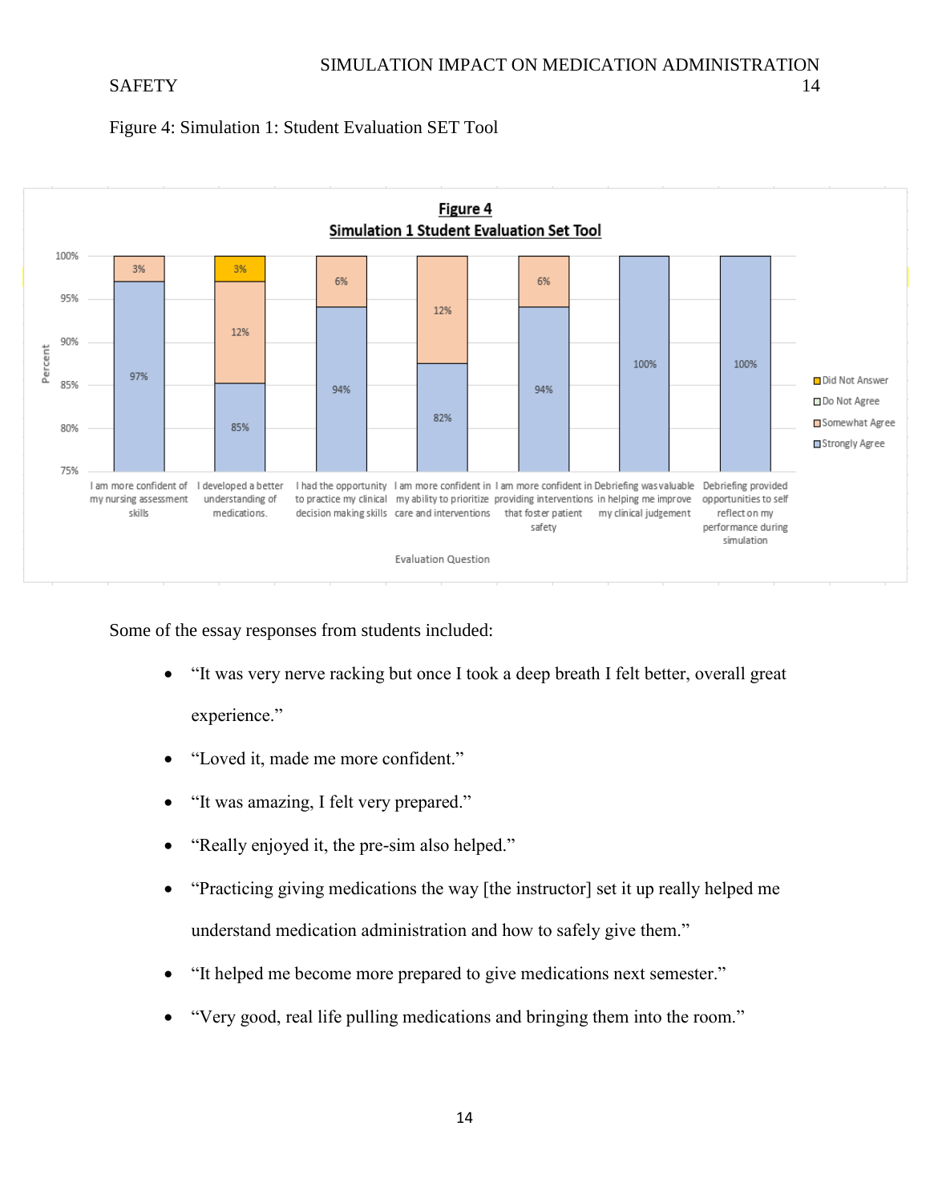Figure 4: Simulation 1: Student Evaluation SET Tool

**Figure 4**
**Simulation 1 Student Evaluation Set Tool**

| Evaluation Question | Strongly Agree | Somewhat Agree | Do Not Agree | Did Not Answer |
|---|---|---|---|---|
| I am more confident of my nursing assessment skills | 97% | 3% | | |
| I developed a better understanding of medications. | 85% | 12% | | 3% |
| I had the opportunity to practice my clinical decision making skills | 94% | 6% | | |
| I am more confident in my ability to prioritize care and interventions | 82% | 12% | | |
| I am more confident in providing interventions that foster patient safety | 94% | 6% | | |
| Debriefing was valuable in helping me improve my clinical judgement | 100% | | | |
| Debriefing provided opportunities to self reflect on my performance during simulation | 100% | | | |

Some of the essay responses from students included:

- "It was very nerve racking but once I took a deep breath I felt better, overall great experience."
- "Loved it, made me more confident."
- "It was amazing, I felt very prepared."
- "Really enjoyed it, the pre-sim also helped."
- "Practicing giving medications the way [the instructor] set it up really helped me understand medication administration and how to safely give them."
- "It helped me become more prepared to give medications next semester."
- "Very good, real life pulling medications and bringing them into the room."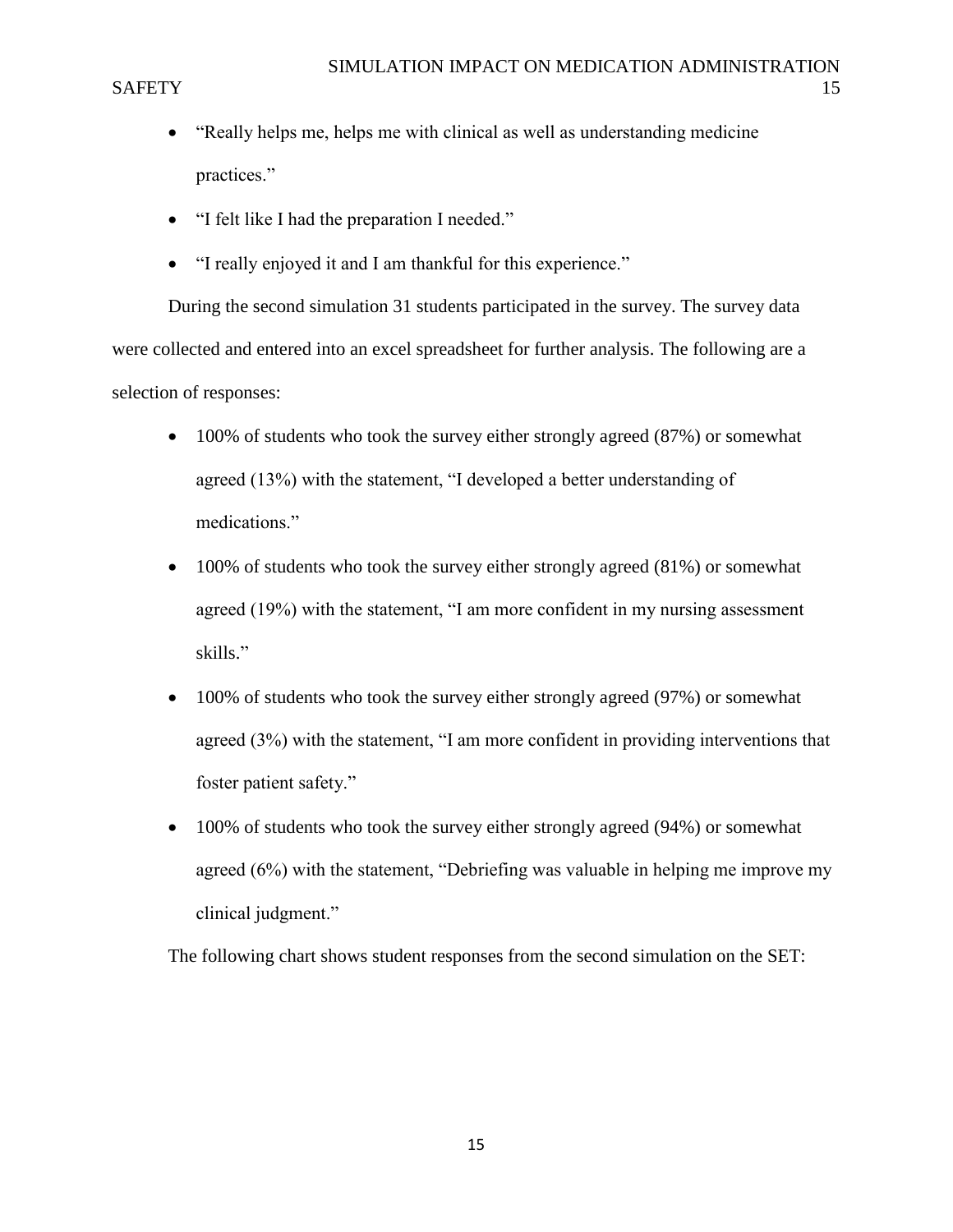- “Really helps me, helps me with clinical as well as understanding medicine practices.”
- “I felt like I had the preparation I needed.”
- “I really enjoyed it and I am thankful for this experience.”

During the second simulation 31 students participated in the survey. The survey data were collected and entered into an excel spreadsheet for further analysis. The following are a selection of responses:

- 100% of students who took the survey either strongly agreed (87%) or somewhat agreed (13%) with the statement, “I developed a better understanding of medications.”
- 100% of students who took the survey either strongly agreed (81%) or somewhat agreed (19%) with the statement, “I am more confident in my nursing assessment skills.”
- 100% of students who took the survey either strongly agreed (97%) or somewhat agreed (3%) with the statement, “I am more confident in providing interventions that foster patient safety.”
- 100% of students who took the survey either strongly agreed (94%) or somewhat agreed (6%) with the statement, “Debriefing was valuable in helping me improve my clinical judgment.”

The following chart shows student responses from the second simulation on the SET: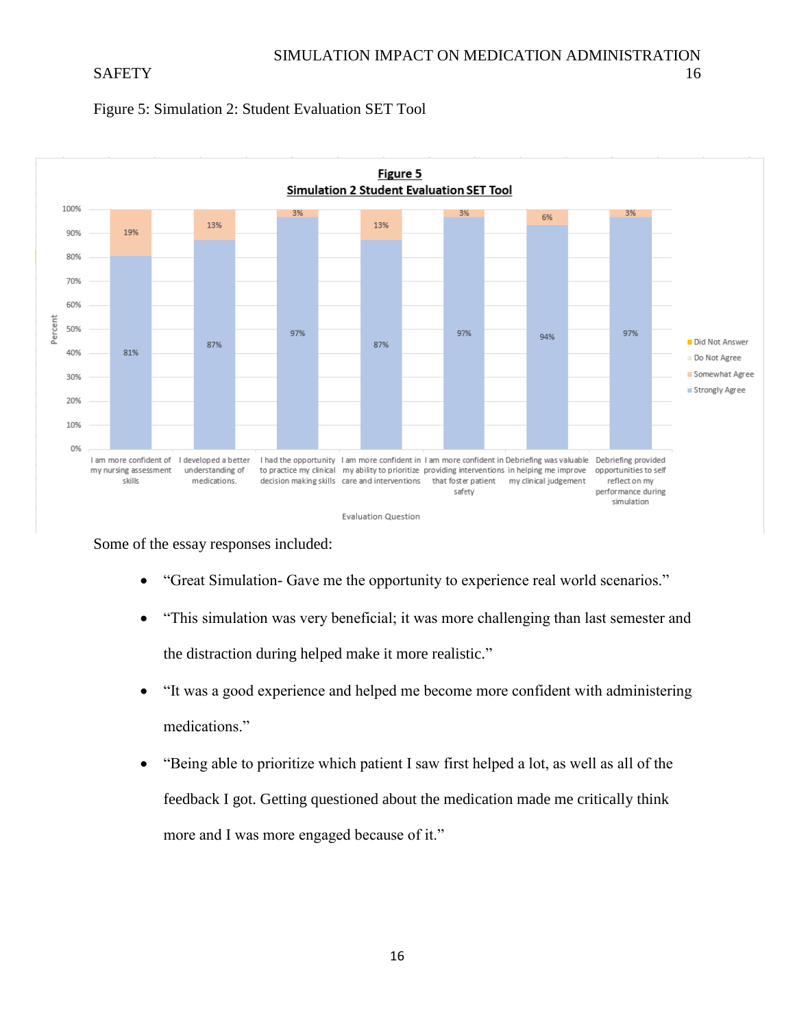Figure 5: Simulation 2: Student Evaluation SET Tool

**Figure 5**
**Simulation 2 Student Evaluation SET Tool**

| Evaluation Question | Strongly Agree | Somewhat Agree |
|---|---|---|
| I am more confident of my nursing assessment skills | 81% | 19% |
| I developed a better understanding of medications. | 87% | 13% |
| I had the opportunity to practice my clinical decision making skills | 97% | 3% |
| I am more confident in my ability to prioritize care and interventions | 87% | 13% |
| I am more confident in providing interventions that foster patient safety | 97% | 3% |
| Debriefing was valuable in helping me improve my clinical judgement | 94% | 6% |
| Debriefing provided opportunities to self reflect on my performance during simulation | 97% | 3% |

Legend: Did Not Answer, Do Not Agree, Somewhat Agree, Strongly Agree. Y-axis: Percent. X-axis: Evaluation Question.

Some of the essay responses included:

- "Great Simulation- Gave me the opportunity to experience real world scenarios."
- "This simulation was very beneficial; it was more challenging than last semester and the distraction during helped make it more realistic."
- "It was a good experience and helped me become more confident with administering medications."
- "Being able to prioritize which patient I saw first helped a lot, as well as all of the feedback I got. Getting questioned about the medication made me critically think more and I was more engaged because of it."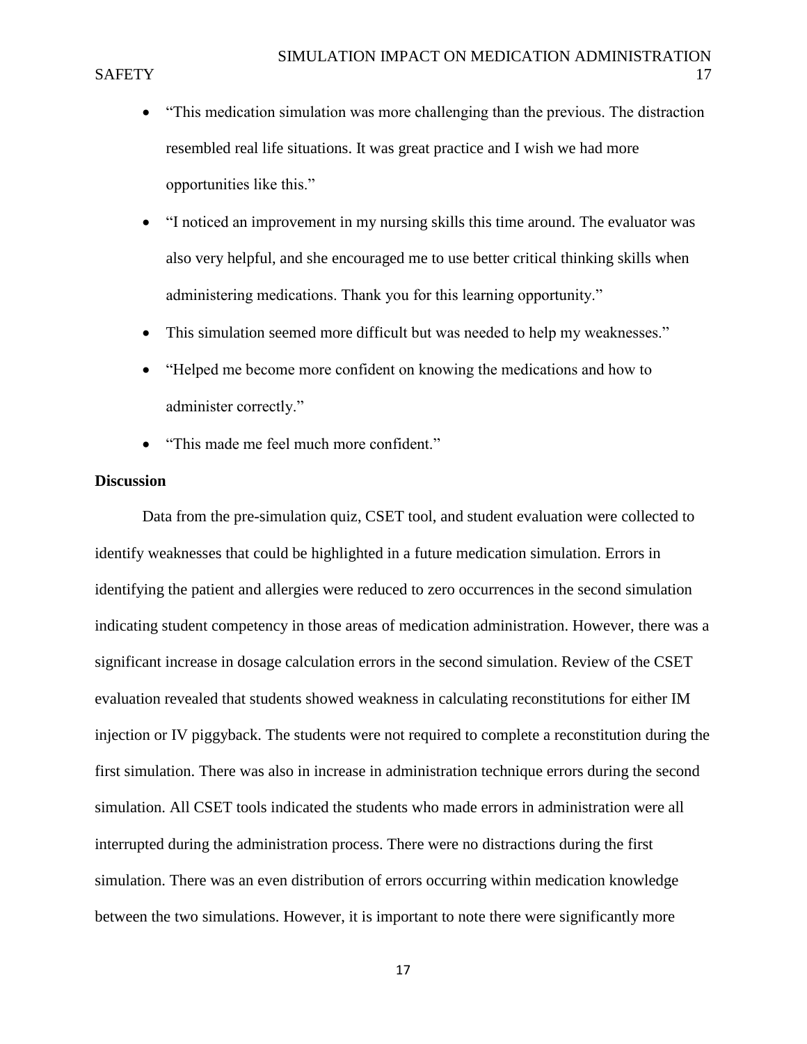- "This medication simulation was more challenging than the previous. The distraction resembled real life situations. It was great practice and I wish we had more opportunities like this."
- "I noticed an improvement in my nursing skills this time around. The evaluator was also very helpful, and she encouraged me to use better critical thinking skills when administering medications. Thank you for this learning opportunity."
- This simulation seemed more difficult but was needed to help my weaknesses."
- "Helped me become more confident on knowing the medications and how to administer correctly."
- "This made me feel much more confident."

**Discussion**

Data from the pre-simulation quiz, CSET tool, and student evaluation were collected to identify weaknesses that could be highlighted in a future medication simulation. Errors in identifying the patient and allergies were reduced to zero occurrences in the second simulation indicating student competency in those areas of medication administration. However, there was a significant increase in dosage calculation errors in the second simulation. Review of the CSET evaluation revealed that students showed weakness in calculating reconstitutions for either IM injection or IV piggyback. The students were not required to complete a reconstitution during the first simulation. There was also in increase in administration technique errors during the second simulation. All CSET tools indicated the students who made errors in administration were all interrupted during the administration process. There were no distractions during the first simulation. There was an even distribution of errors occurring within medication knowledge between the two simulations. However, it is important to note there were significantly more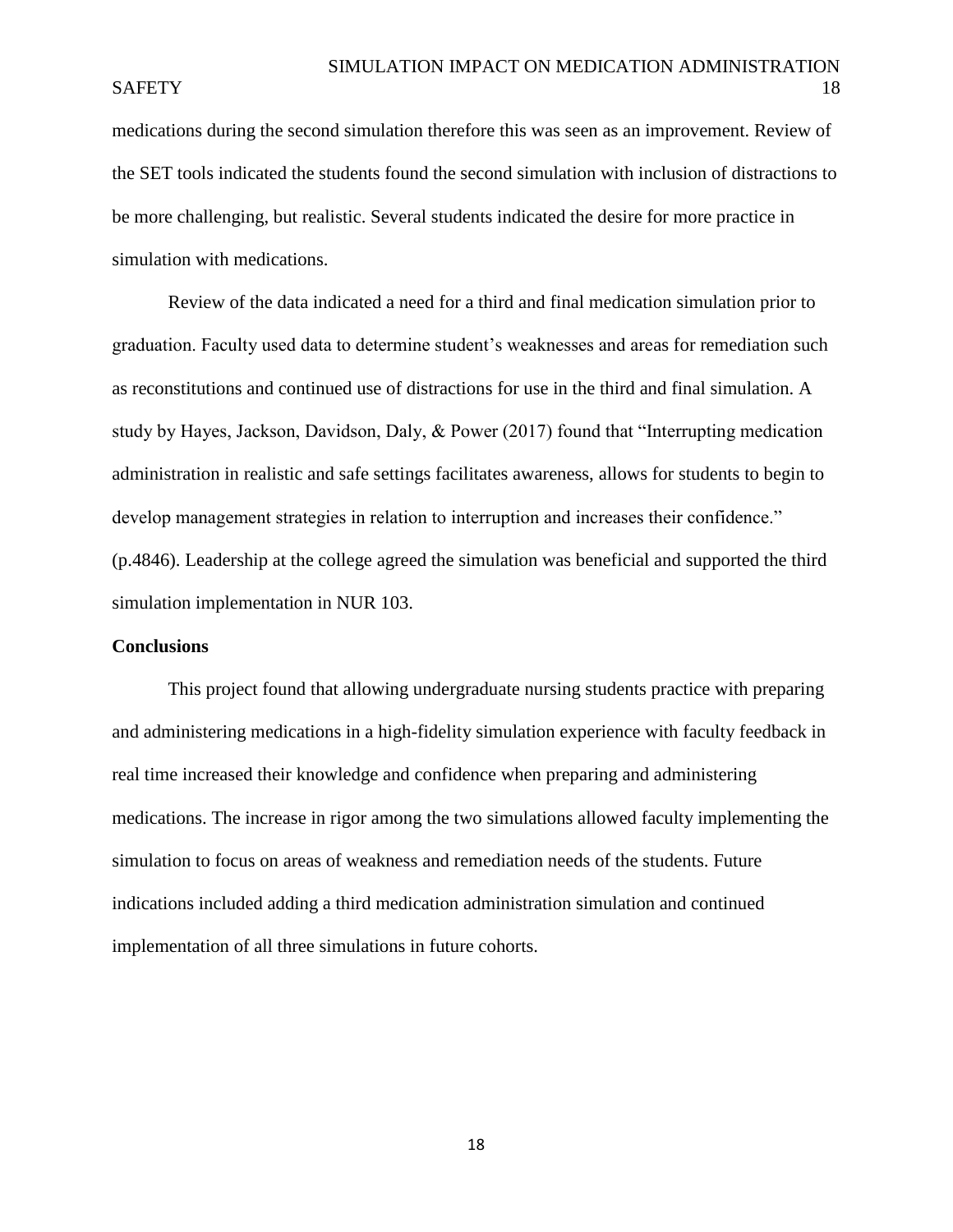medications during the second simulation therefore this was seen as an improvement. Review of the SET tools indicated the students found the second simulation with inclusion of distractions to be more challenging, but realistic. Several students indicated the desire for more practice in simulation with medications.

Review of the data indicated a need for a third and final medication simulation prior to graduation. Faculty used data to determine student's weaknesses and areas for remediation such as reconstitutions and continued use of distractions for use in the third and final simulation. A study by Hayes, Jackson, Davidson, Daly, & Power (2017) found that "Interrupting medication administration in realistic and safe settings facilitates awareness, allows for students to begin to develop management strategies in relation to interruption and increases their confidence." (p.4846). Leadership at the college agreed the simulation was beneficial and supported the third simulation implementation in NUR 103.

**Conclusions**

This project found that allowing undergraduate nursing students practice with preparing and administering medications in a high-fidelity simulation experience with faculty feedback in real time increased their knowledge and confidence when preparing and administering medications. The increase in rigor among the two simulations allowed faculty implementing the simulation to focus on areas of weakness and remediation needs of the students. Future indications included adding a third medication administration simulation and continued implementation of all three simulations in future cohorts.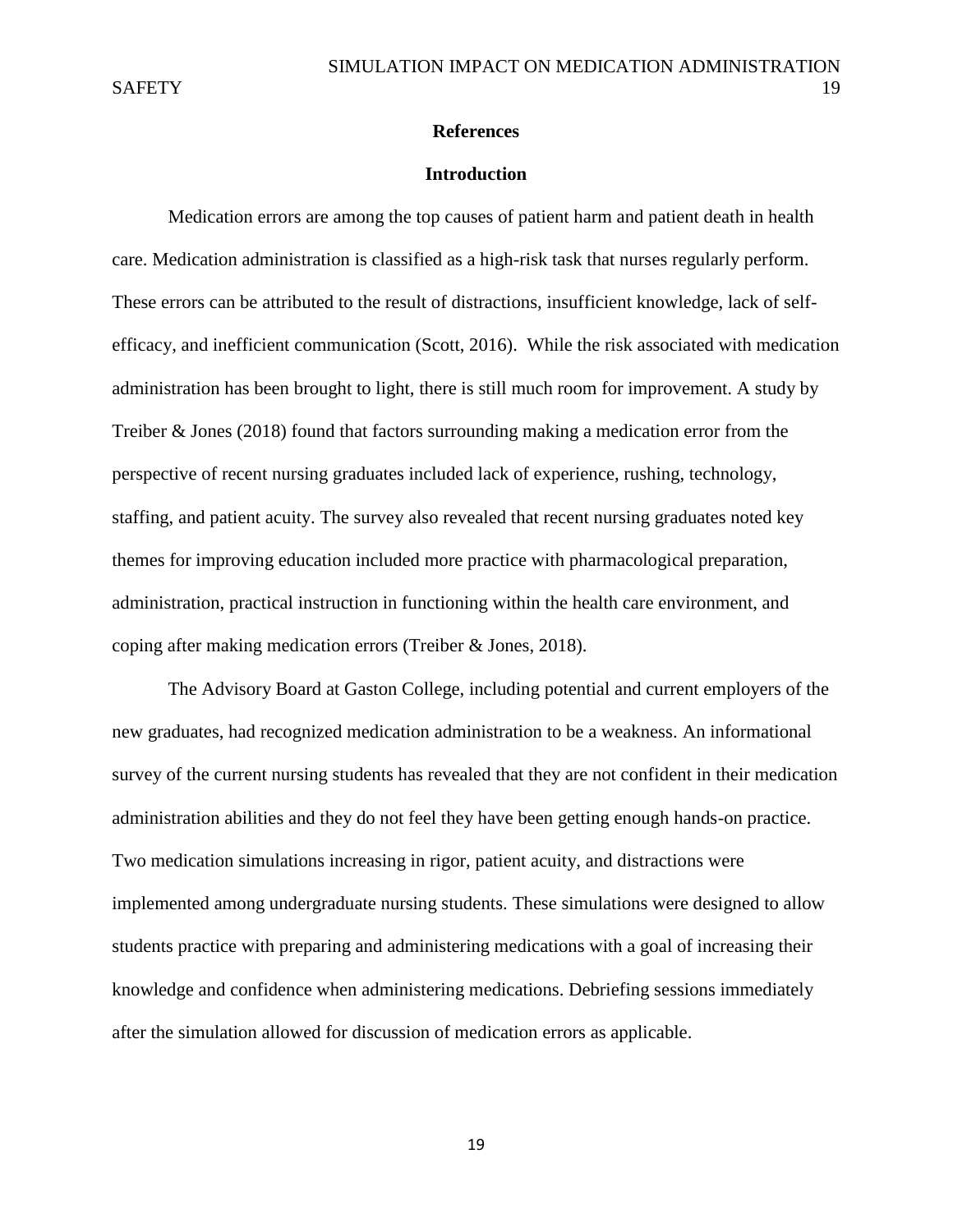## References

## Introduction

Medication errors are among the top causes of patient harm and patient death in health care. Medication administration is classified as a high-risk task that nurses regularly perform. These errors can be attributed to the result of distractions, insufficient knowledge, lack of self-efficacy, and inefficient communication (Scott, 2016). While the risk associated with medication administration has been brought to light, there is still much room for improvement. A study by Treiber & Jones (2018) found that factors surrounding making a medication error from the perspective of recent nursing graduates included lack of experience, rushing, technology, staffing, and patient acuity. The survey also revealed that recent nursing graduates noted key themes for improving education included more practice with pharmacological preparation, administration, practical instruction in functioning within the health care environment, and coping after making medication errors (Treiber & Jones, 2018).

The Advisory Board at Gaston College, including potential and current employers of the new graduates, had recognized medication administration to be a weakness. An informational survey of the current nursing students has revealed that they are not confident in their medication administration abilities and they do not feel they have been getting enough hands-on practice. Two medication simulations increasing in rigor, patient acuity, and distractions were implemented among undergraduate nursing students. These simulations were designed to allow students practice with preparing and administering medications with a goal of increasing their knowledge and confidence when administering medications. Debriefing sessions immediately after the simulation allowed for discussion of medication errors as applicable.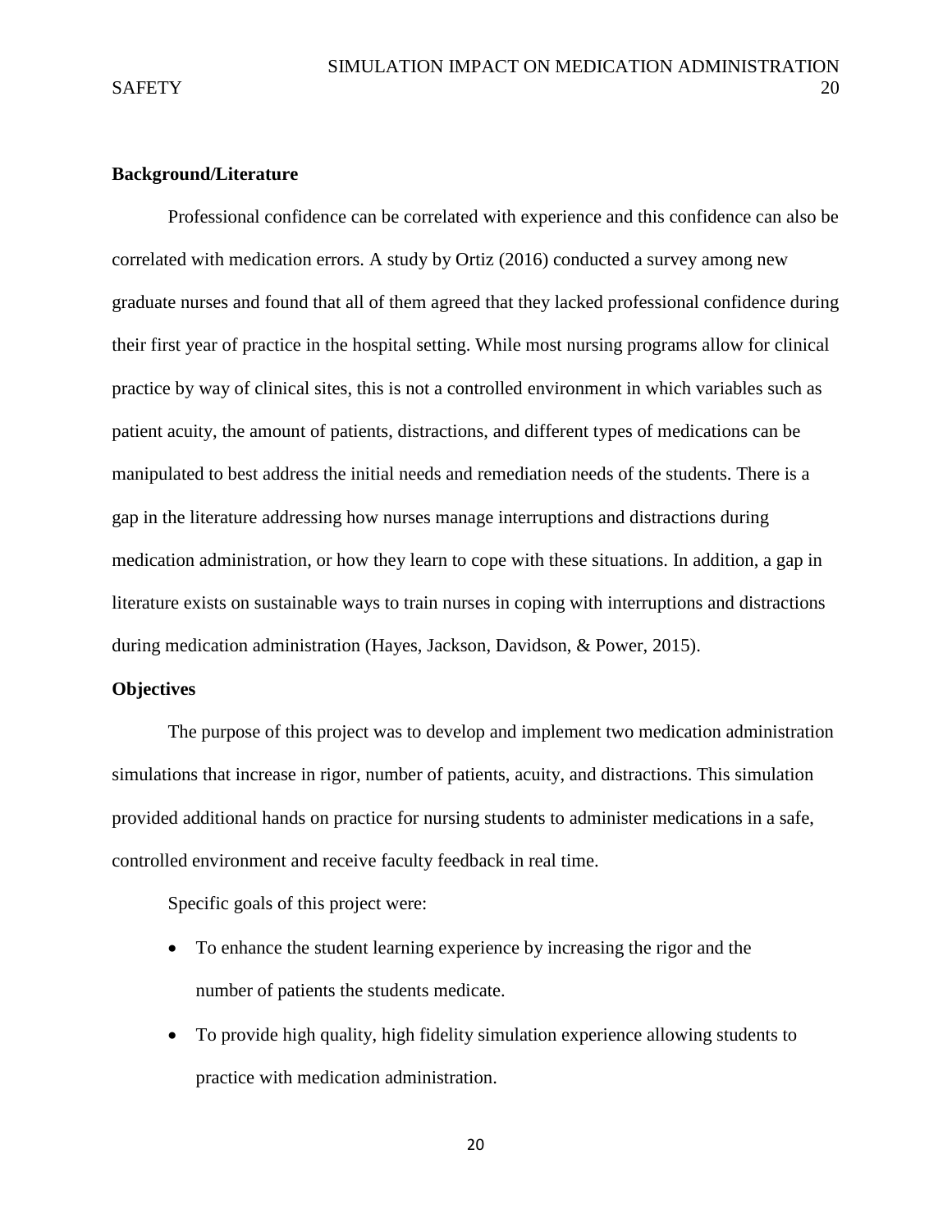**Background/Literature**

Professional confidence can be correlated with experience and this confidence can also be correlated with medication errors. A study by Ortiz (2016) conducted a survey among new graduate nurses and found that all of them agreed that they lacked professional confidence during their first year of practice in the hospital setting. While most nursing programs allow for clinical practice by way of clinical sites, this is not a controlled environment in which variables such as patient acuity, the amount of patients, distractions, and different types of medications can be manipulated to best address the initial needs and remediation needs of the students. There is a gap in the literature addressing how nurses manage interruptions and distractions during medication administration, or how they learn to cope with these situations. In addition, a gap in literature exists on sustainable ways to train nurses in coping with interruptions and distractions during medication administration (Hayes, Jackson, Davidson, & Power, 2015).

**Objectives**

The purpose of this project was to develop and implement two medication administration simulations that increase in rigor, number of patients, acuity, and distractions. This simulation provided additional hands on practice for nursing students to administer medications in a safe, controlled environment and receive faculty feedback in real time.

Specific goals of this project were:

- To enhance the student learning experience by increasing the rigor and the number of patients the students medicate.
- To provide high quality, high fidelity simulation experience allowing students to practice with medication administration.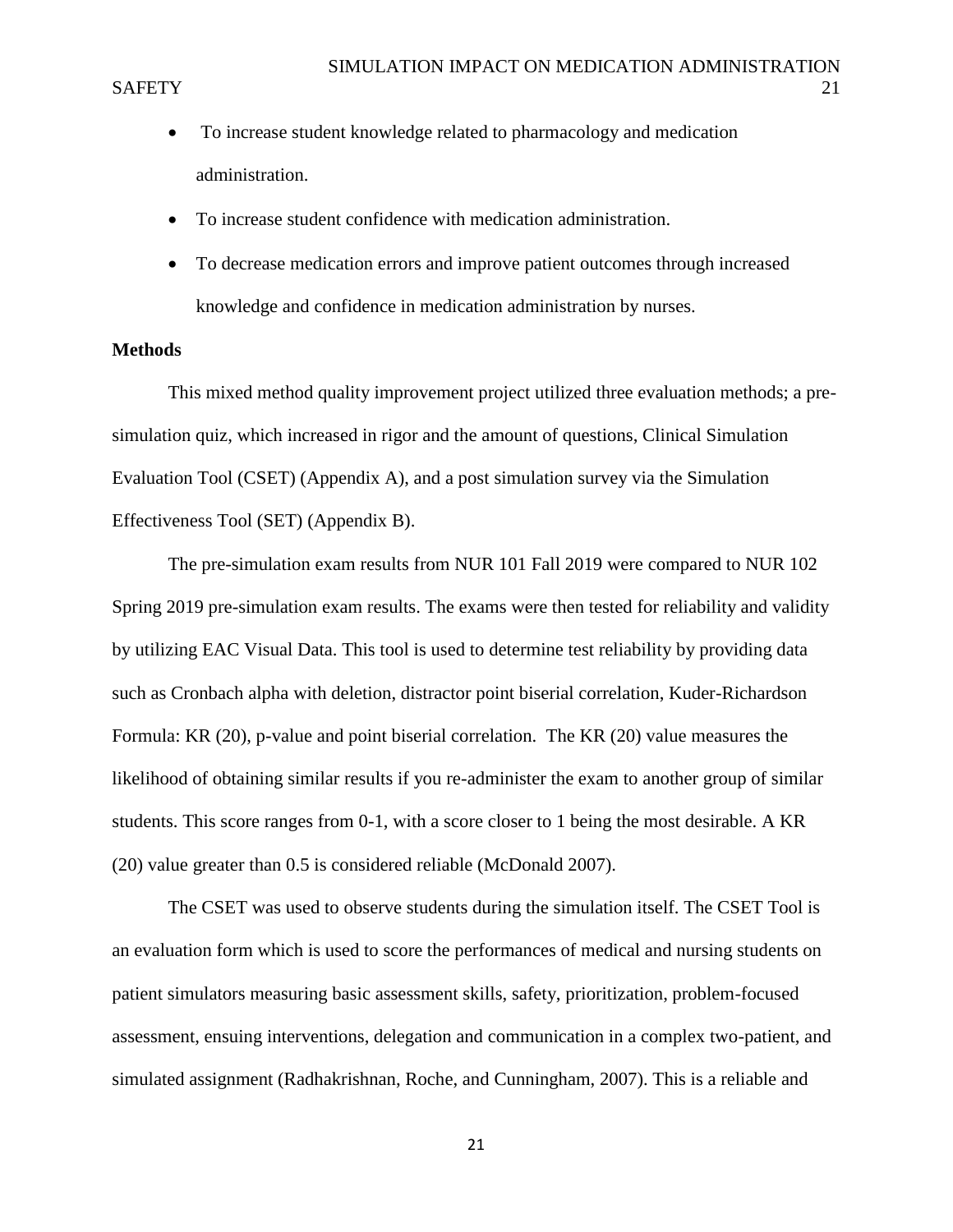- To increase student knowledge related to pharmacology and medication administration.
- To increase student confidence with medication administration.
- To decrease medication errors and improve patient outcomes through increased knowledge and confidence in medication administration by nurses.

**Methods**

This mixed method quality improvement project utilized three evaluation methods; a pre-simulation quiz, which increased in rigor and the amount of questions, Clinical Simulation Evaluation Tool (CSET) (Appendix A), and a post simulation survey via the Simulation Effectiveness Tool (SET) (Appendix B).

The pre-simulation exam results from NUR 101 Fall 2019 were compared to NUR 102 Spring 2019 pre-simulation exam results. The exams were then tested for reliability and validity by utilizing EAC Visual Data. This tool is used to determine test reliability by providing data such as Cronbach alpha with deletion, distractor point biserial correlation, Kuder-Richardson Formula: KR (20), p-value and point biserial correlation. The KR (20) value measures the likelihood of obtaining similar results if you re-administer the exam to another group of similar students. This score ranges from 0-1, with a score closer to 1 being the most desirable. A KR (20) value greater than 0.5 is considered reliable (McDonald 2007).

The CSET was used to observe students during the simulation itself. The CSET Tool is an evaluation form which is used to score the performances of medical and nursing students on patient simulators measuring basic assessment skills, safety, prioritization, problem-focused assessment, ensuing interventions, delegation and communication in a complex two-patient, and simulated assignment (Radhakrishnan, Roche, and Cunningham, 2007). This is a reliable and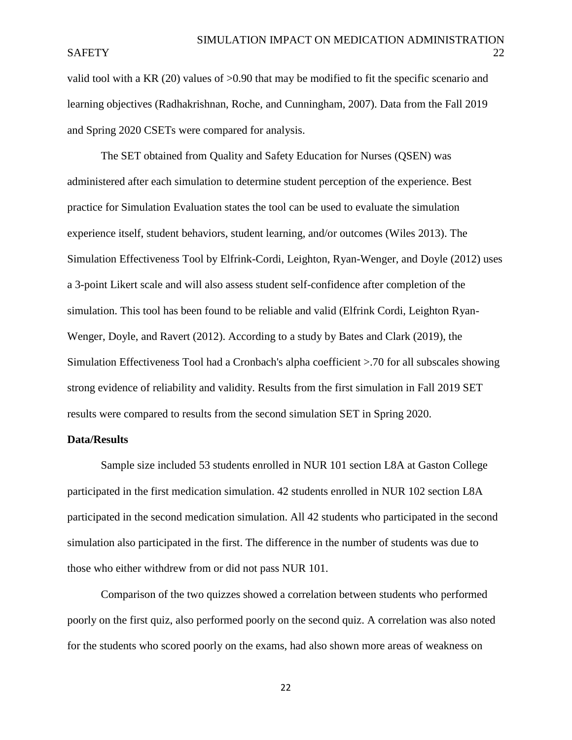valid tool with a KR (20) values of >0.90 that may be modified to fit the specific scenario and learning objectives (Radhakrishnan, Roche, and Cunningham, 2007). Data from the Fall 2019 and Spring 2020 CSETs were compared for analysis.

The SET obtained from Quality and Safety Education for Nurses (QSEN) was administered after each simulation to determine student perception of the experience. Best practice for Simulation Evaluation states the tool can be used to evaluate the simulation experience itself, student behaviors, student learning, and/or outcomes (Wiles 2013). The Simulation Effectiveness Tool by Elfrink-Cordi, Leighton, Ryan-Wenger, and Doyle (2012) uses a 3-point Likert scale and will also assess student self-confidence after completion of the simulation. This tool has been found to be reliable and valid (Elfrink Cordi, Leighton Ryan-Wenger, Doyle, and Ravert (2012). According to a study by Bates and Clark (2019), the Simulation Effectiveness Tool had a Cronbach's alpha coefficient >.70 for all subscales showing strong evidence of reliability and validity. Results from the first simulation in Fall 2019 SET results were compared to results from the second simulation SET in Spring 2020.

**Data/Results**

Sample size included 53 students enrolled in NUR 101 section L8A at Gaston College participated in the first medication simulation. 42 students enrolled in NUR 102 section L8A participated in the second medication simulation. All 42 students who participated in the second simulation also participated in the first. The difference in the number of students was due to those who either withdrew from or did not pass NUR 101.

Comparison of the two quizzes showed a correlation between students who performed poorly on the first quiz, also performed poorly on the second quiz. A correlation was also noted for the students who scored poorly on the exams, had also shown more areas of weakness on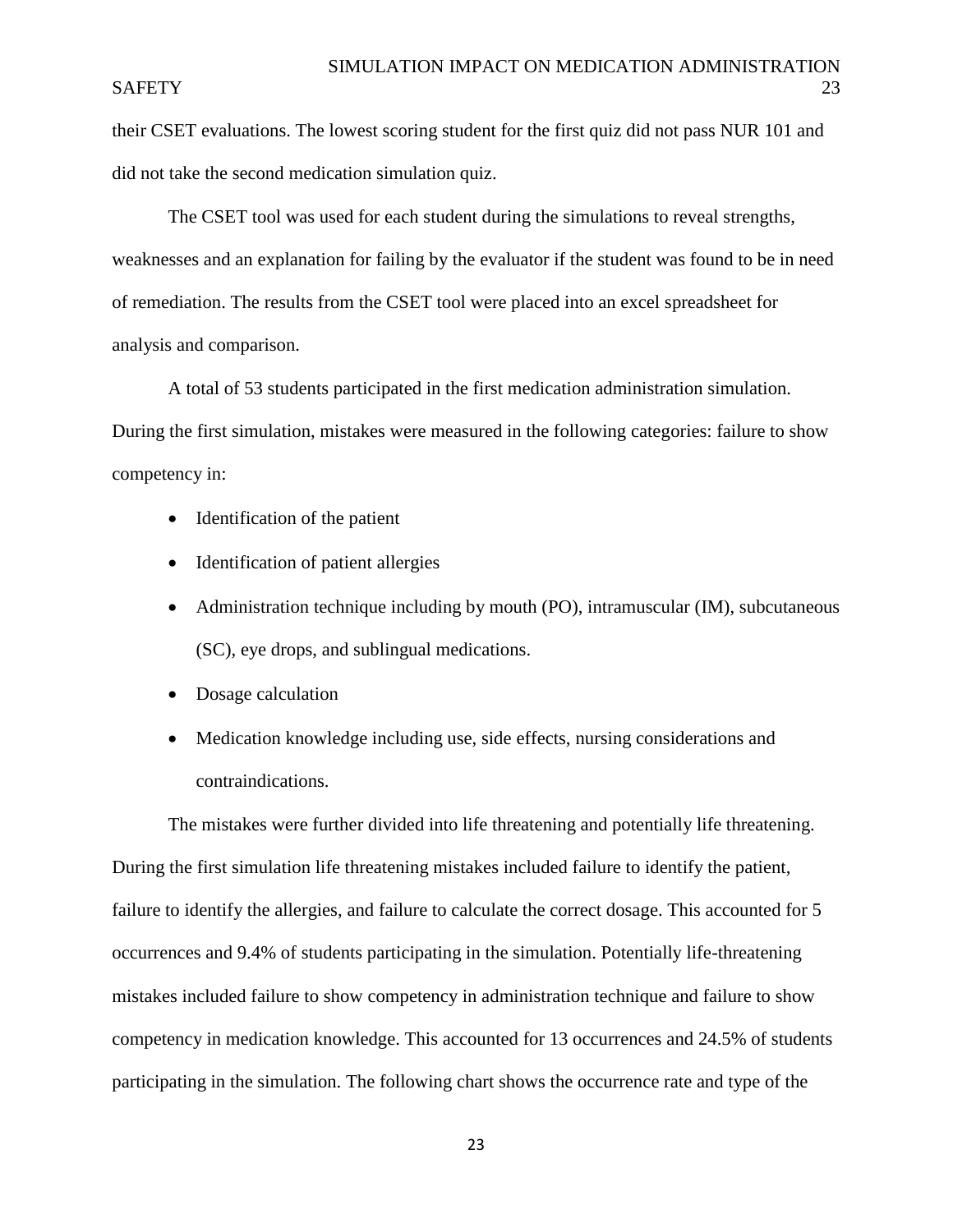their CSET evaluations. The lowest scoring student for the first quiz did not pass NUR 101 and did not take the second medication simulation quiz.

The CSET tool was used for each student during the simulations to reveal strengths, weaknesses and an explanation for failing by the evaluator if the student was found to be in need of remediation. The results from the CSET tool were placed into an excel spreadsheet for analysis and comparison.

A total of 53 students participated in the first medication administration simulation. During the first simulation, mistakes were measured in the following categories: failure to show competency in:

- Identification of the patient
- Identification of patient allergies
- Administration technique including by mouth (PO), intramuscular (IM), subcutaneous (SC), eye drops, and sublingual medications.
- Dosage calculation
- Medication knowledge including use, side effects, nursing considerations and contraindications.

The mistakes were further divided into life threatening and potentially life threatening. During the first simulation life threatening mistakes included failure to identify the patient, failure to identify the allergies, and failure to calculate the correct dosage. This accounted for 5 occurrences and 9.4% of students participating in the simulation. Potentially life-threatening mistakes included failure to show competency in administration technique and failure to show competency in medication knowledge. This accounted for 13 occurrences and 24.5% of students participating in the simulation. The following chart shows the occurrence rate and type of the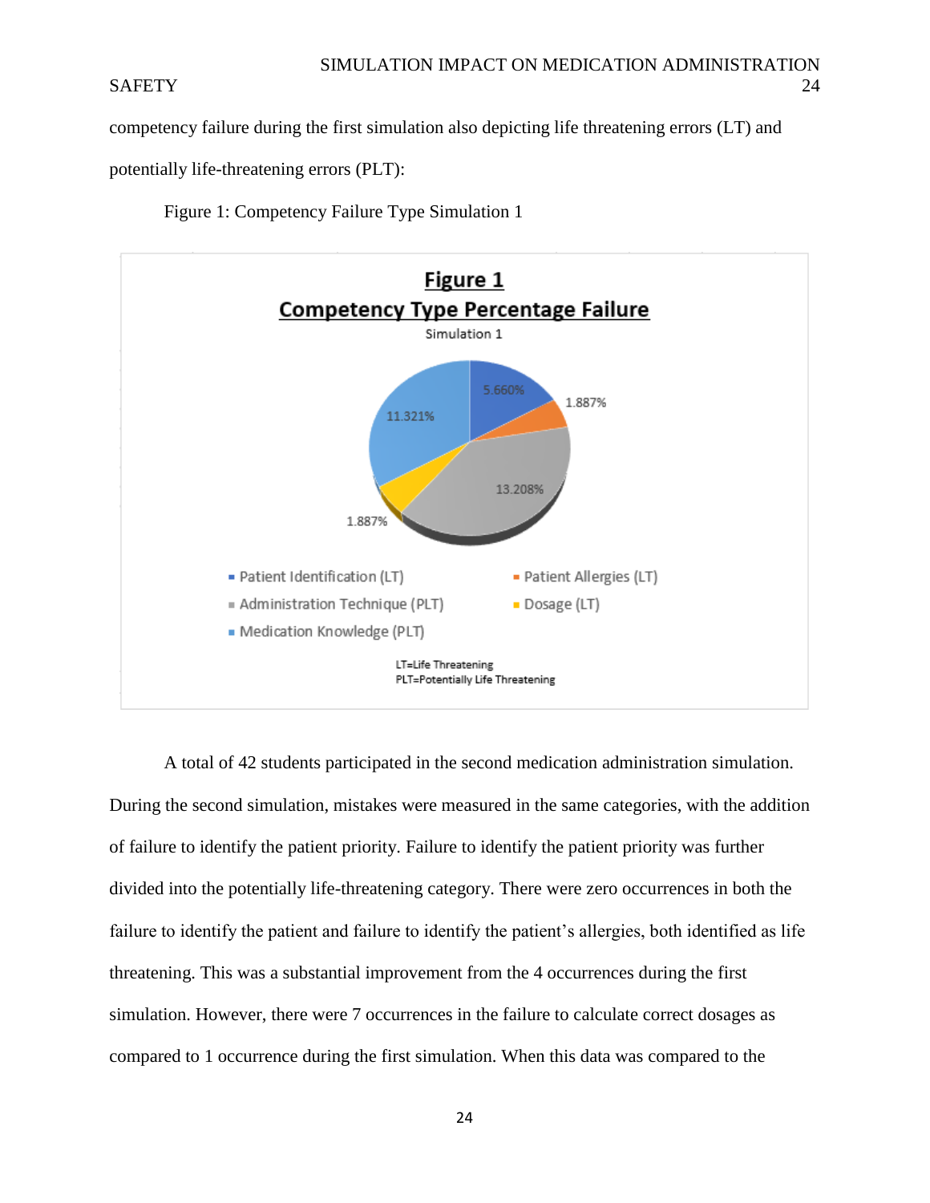competency failure during the first simulation also depicting life threatening errors (LT) and potentially life-threatening errors (PLT):

Figure 1: Competency Failure Type Simulation 1

**Figure 1**
**Competency Type Percentage Failure**
Simulation 1

5.660%
1.887%
11.321%
13.208%
1.887%

- Patient Identification (LT)
- Patient Allergies (LT)
- Administration Technique (PLT)
- Dosage (LT)
- Medication Knowledge (PLT)

LT=Life Threatening
PLT=Potentially Life Threatening

A total of 42 students participated in the second medication administration simulation. During the second simulation, mistakes were measured in the same categories, with the addition of failure to identify the patient priority. Failure to identify the patient priority was further divided into the potentially life-threatening category. There were zero occurrences in both the failure to identify the patient and failure to identify the patient's allergies, both identified as life threatening. This was a substantial improvement from the 4 occurrences during the first simulation. However, there were 7 occurrences in the failure to calculate correct dosages as compared to 1 occurrence during the first simulation. When this data was compared to the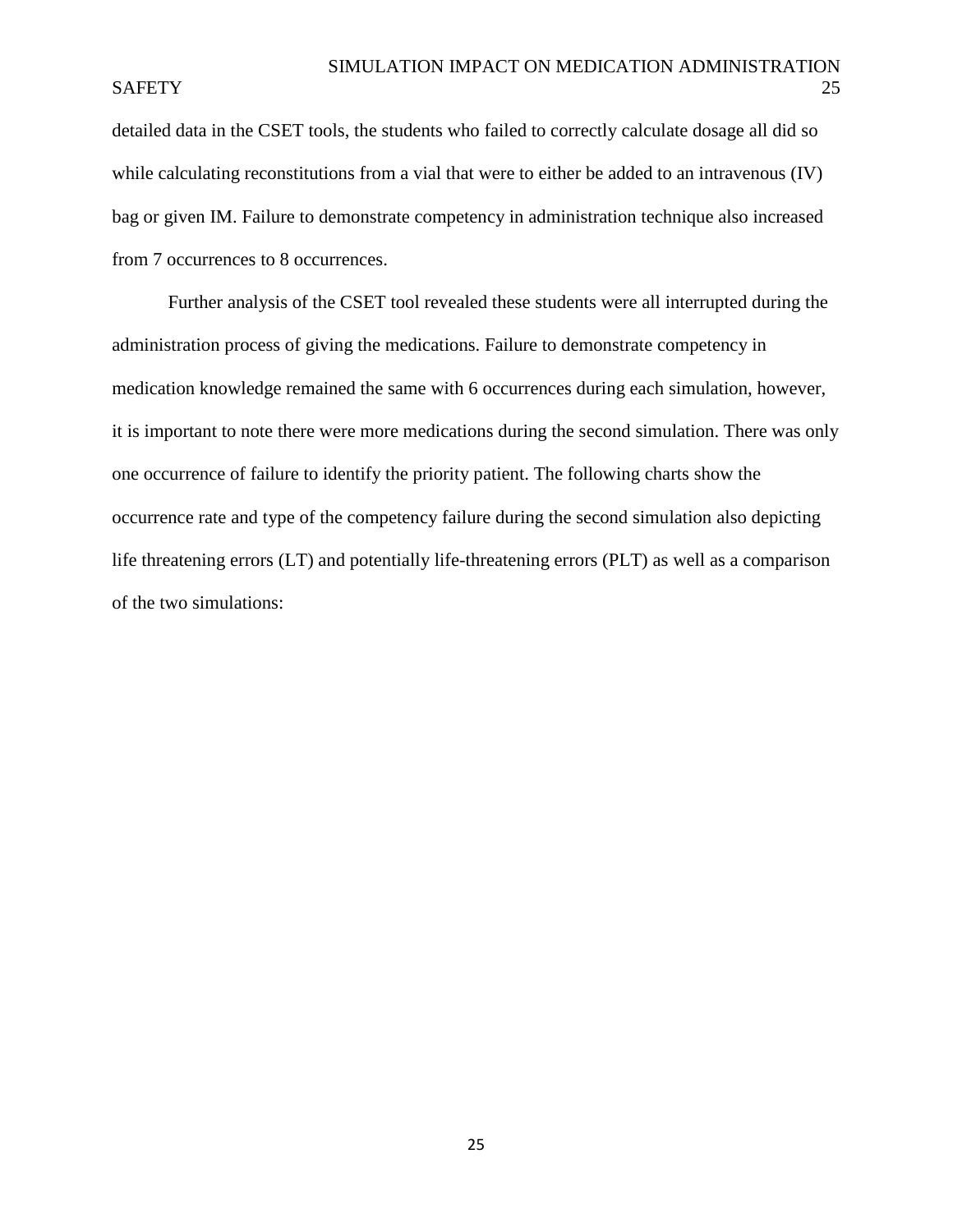detailed data in the CSET tools, the students who failed to correctly calculate dosage all did so while calculating reconstitutions from a vial that were to either be added to an intravenous (IV) bag or given IM. Failure to demonstrate competency in administration technique also increased from 7 occurrences to 8 occurrences.

Further analysis of the CSET tool revealed these students were all interrupted during the administration process of giving the medications. Failure to demonstrate competency in medication knowledge remained the same with 6 occurrences during each simulation, however, it is important to note there were more medications during the second simulation. There was only one occurrence of failure to identify the priority patient. The following charts show the occurrence rate and type of the competency failure during the second simulation also depicting life threatening errors (LT) and potentially life-threatening errors (PLT) as well as a comparison of the two simulations: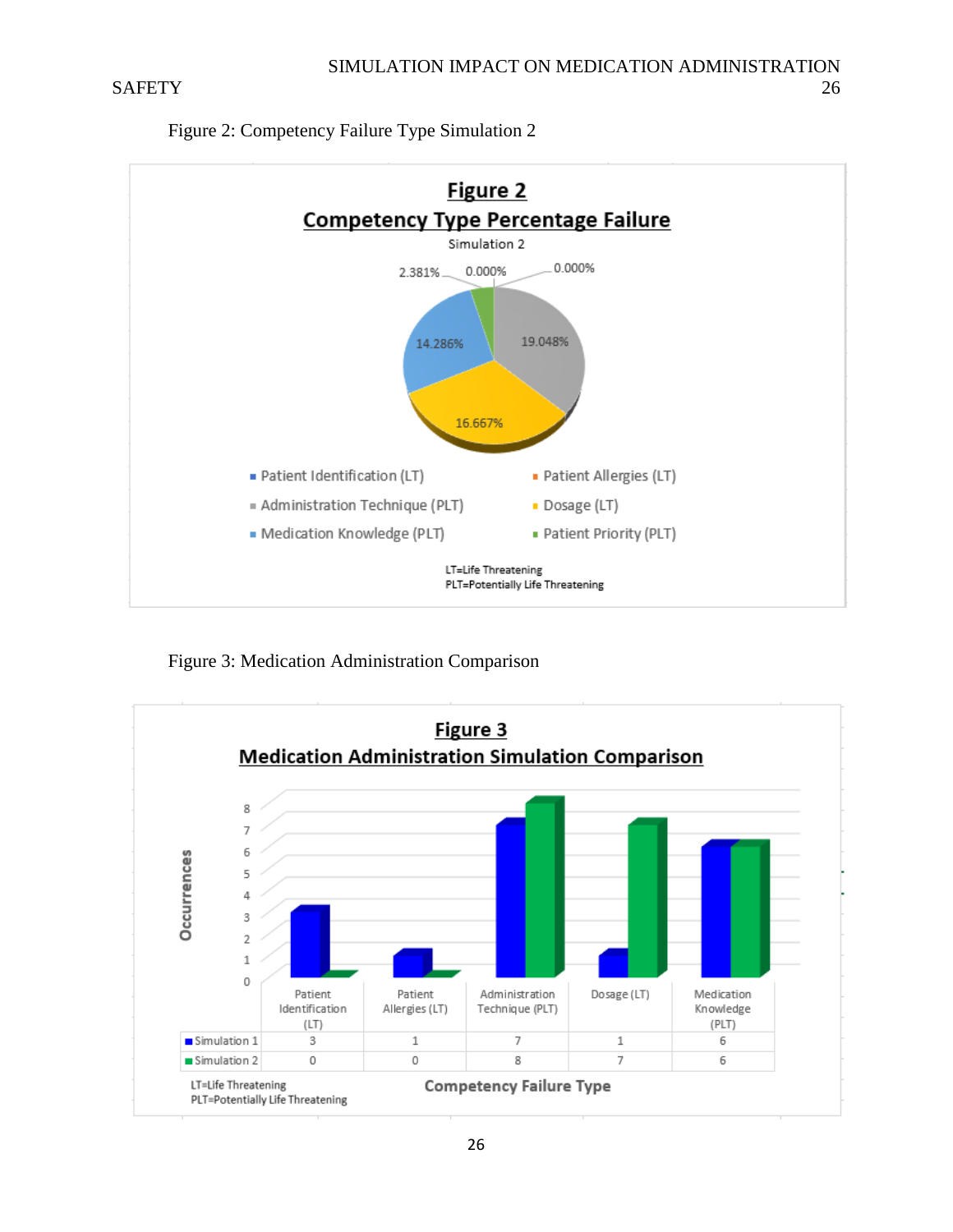Figure 2: Competency Failure Type Simulation 2

**Figure 2**

**Competency Type Percentage Failure**

Simulation 2

- Patient Identification (LT): 0.000%
- Patient Allergies (LT): 0.000%
- Administration Technique (PLT): 19.048%
- Dosage (LT): 16.667%
- Medication Knowledge (PLT): 14.286%
- Patient Priority (PLT): 2.381%

LT=Life Threatening
PLT=Potentially Life Threatening

Figure 3: Medication Administration Comparison

**Figure 3**

**Medication Administration Simulation Comparison**

Occurrences by Competency Failure Type:

| | Patient Identification (LT) | Patient Allergies (LT) | Administration Technique (PLT) | Dosage (LT) | Medication Knowledge (PLT) |
|---|---|---|---|---|---|
| Simulation 1 | 3 | 1 | 7 | 1 | 6 |
| Simulation 2 | 0 | 0 | 8 | 7 | 6 |

LT=Life Threatening
PLT=Potentially Life Threatening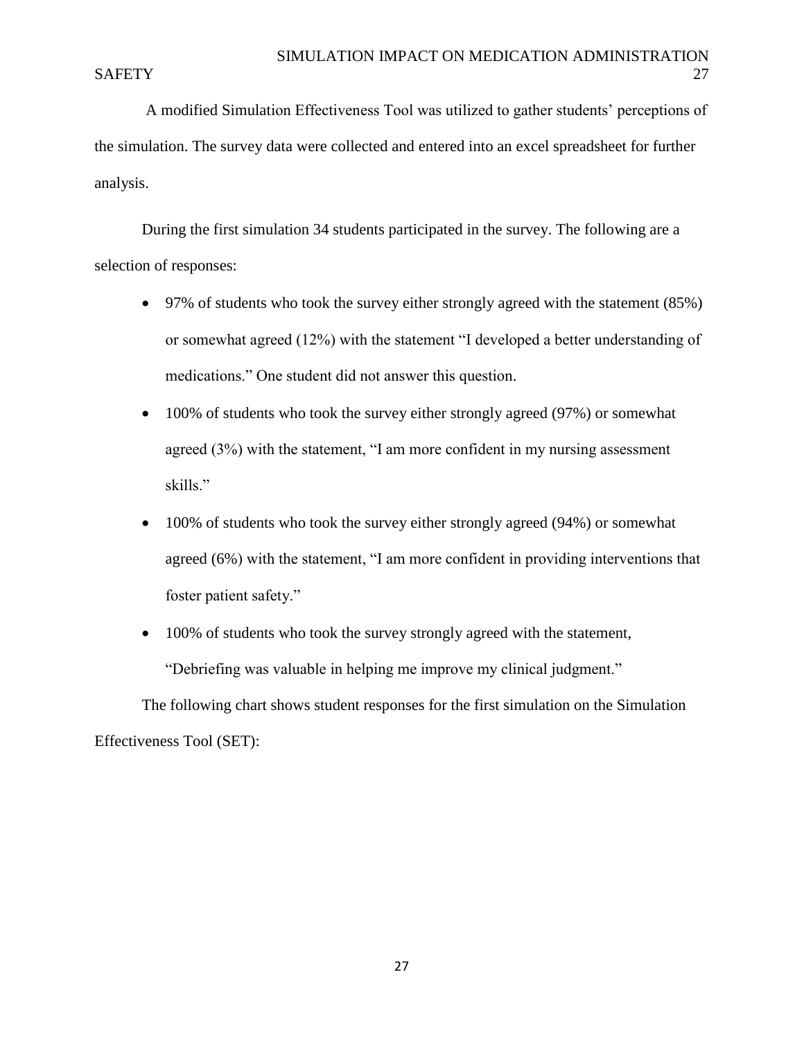A modified Simulation Effectiveness Tool was utilized to gather students' perceptions of the simulation. The survey data were collected and entered into an excel spreadsheet for further analysis.

During the first simulation 34 students participated in the survey. The following are a selection of responses:

- 97% of students who took the survey either strongly agreed with the statement (85%) or somewhat agreed (12%) with the statement "I developed a better understanding of medications." One student did not answer this question.
- 100% of students who took the survey either strongly agreed (97%) or somewhat agreed (3%) with the statement, "I am more confident in my nursing assessment skills."
- 100% of students who took the survey either strongly agreed (94%) or somewhat agreed (6%) with the statement, "I am more confident in providing interventions that foster patient safety."
- 100% of students who took the survey strongly agreed with the statement, "Debriefing was valuable in helping me improve my clinical judgment."

The following chart shows student responses for the first simulation on the Simulation Effectiveness Tool (SET):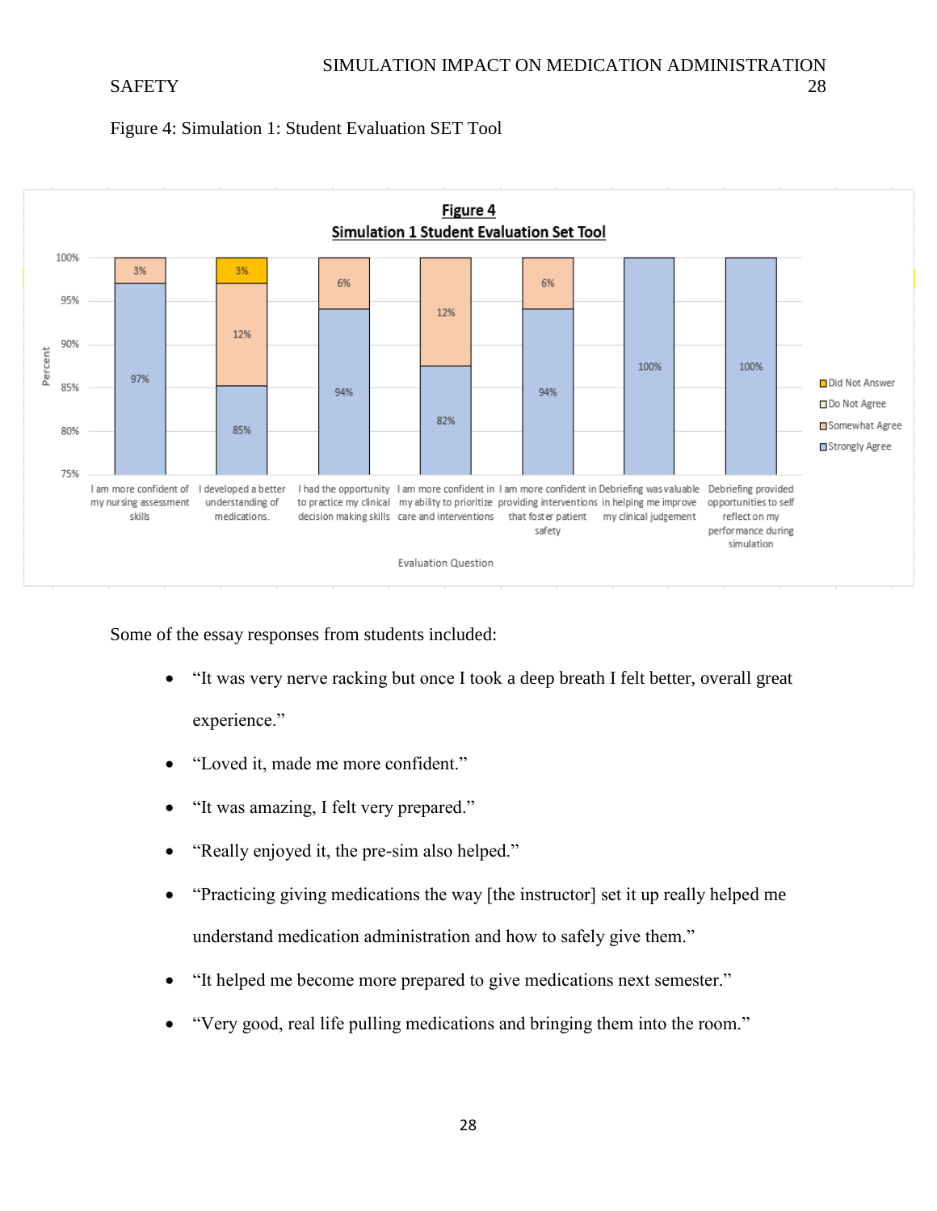Figure 4: Simulation 1: Student Evaluation SET Tool

**Figure 4**
**Simulation 1 Student Evaluation Set Tool**

| Evaluation Question | Strongly Agree | Somewhat Agree | Do Not Agree | Did Not Answer |
|---|---|---|---|---|
| I am more confident of my nursing assessment skills | 97% | 3% | | |
| I developed a better understanding of medications. | 85% | 12% | | 3% |
| I had the opportunity to practice my clinical decision making skills | 94% | 6% | | |
| I am more confident in my ability to prioritize care and interventions | 82% | 12% | | |
| I am more confident in providing interventions that foster patient safety | 94% | 6% | | |
| Debriefing was valuable in helping me improve my clinical judgement | 100% | | | |
| Debriefing provided opportunities to self reflect on my performance during simulation | 100% | | | |

Some of the essay responses from students included:

- "It was very nerve racking but once I took a deep breath I felt better, overall great experience."
- "Loved it, made me more confident."
- "It was amazing, I felt very prepared."
- "Really enjoyed it, the pre-sim also helped."
- "Practicing giving medications the way [the instructor] set it up really helped me understand medication administration and how to safely give them."
- "It helped me become more prepared to give medications next semester."
- "Very good, real life pulling medications and bringing them into the room."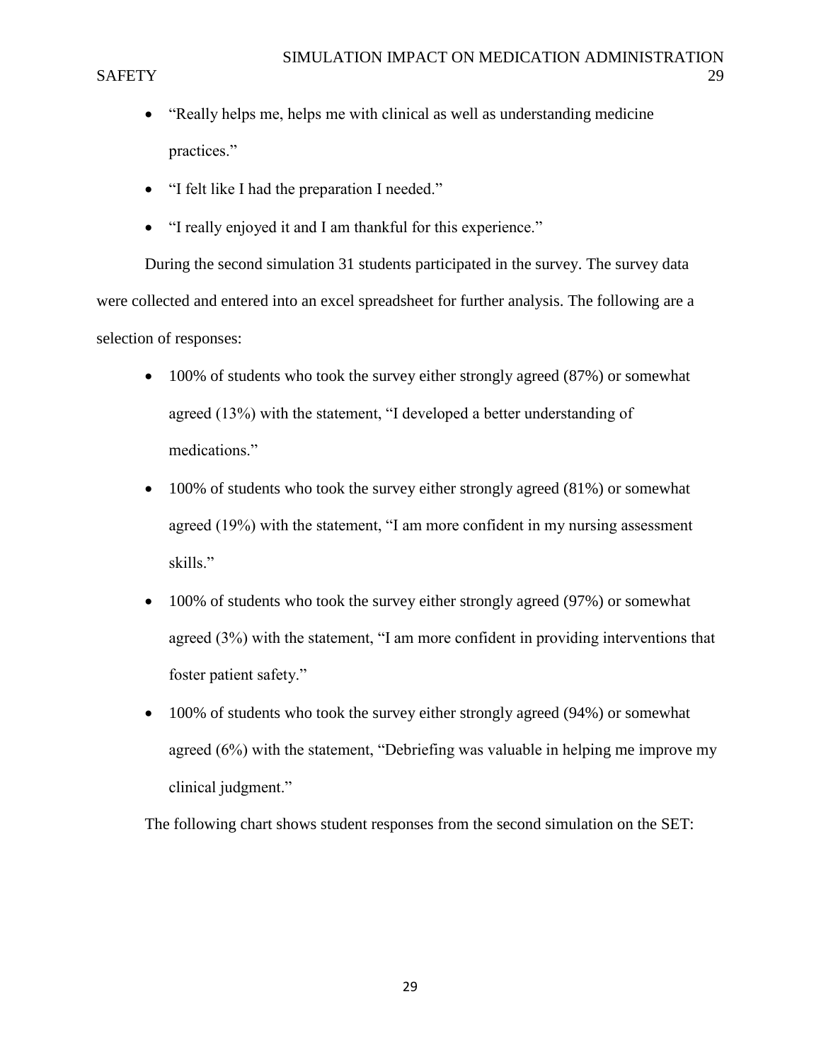- "Really helps me, helps me with clinical as well as understanding medicine practices."
- "I felt like I had the preparation I needed."
- "I really enjoyed it and I am thankful for this experience."

During the second simulation 31 students participated in the survey. The survey data were collected and entered into an excel spreadsheet for further analysis. The following are a selection of responses:

- 100% of students who took the survey either strongly agreed (87%) or somewhat agreed (13%) with the statement, "I developed a better understanding of medications."
- 100% of students who took the survey either strongly agreed (81%) or somewhat agreed (19%) with the statement, "I am more confident in my nursing assessment skills."
- 100% of students who took the survey either strongly agreed (97%) or somewhat agreed (3%) with the statement, "I am more confident in providing interventions that foster patient safety."
- 100% of students who took the survey either strongly agreed (94%) or somewhat agreed (6%) with the statement, "Debriefing was valuable in helping me improve my clinical judgment."

The following chart shows student responses from the second simulation on the SET: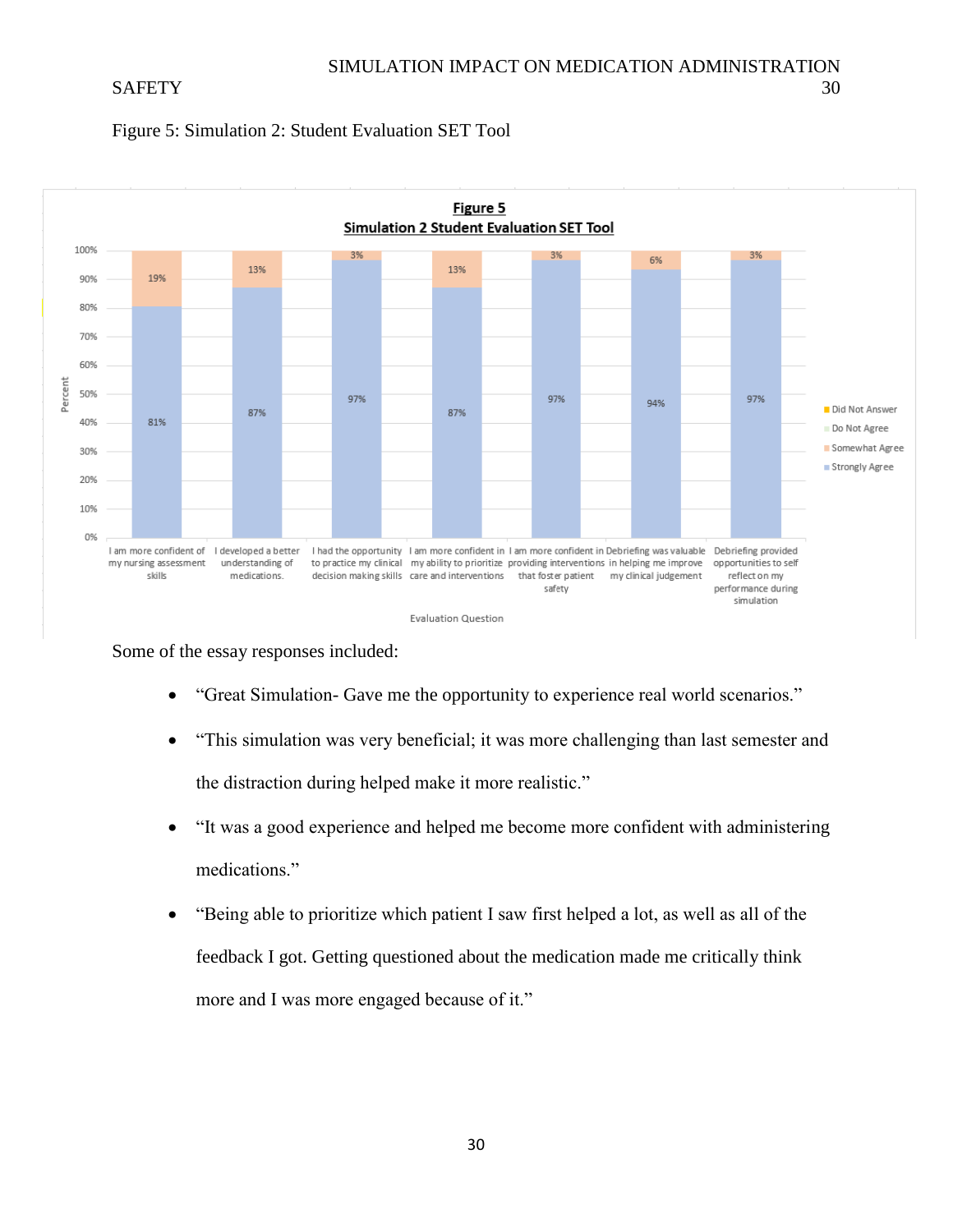Figure 5: Simulation 2: Student Evaluation SET Tool

**Figure 5**
**Simulation 2 Student Evaluation SET Tool**

| Evaluation Question | Strongly Agree | Somewhat Agree |
|---|---|---|
| I am more confident of my nursing assessment skills | 81% | 19% |
| I developed a better understanding of medications. | 87% | 13% |
| I had the opportunity to practice my clinical decision making skills | 97% | 3% |
| I am more confident in my ability to prioritize care and interventions | 87% | 13% |
| I am more confident in providing interventions that foster patient safety | 97% | 3% |
| Debriefing was valuable in helping me improve my clinical judgement | 94% | 6% |
| Debriefing provided opportunities to self reflect on my performance during simulation | 97% | 3% |

Legend: Did Not Answer, Do Not Agree, Somewhat Agree, Strongly Agree

Some of the essay responses included:

- "Great Simulation- Gave me the opportunity to experience real world scenarios."
- "This simulation was very beneficial; it was more challenging than last semester and the distraction during helped make it more realistic."
- "It was a good experience and helped me become more confident with administering medications."
- "Being able to prioritize which patient I saw first helped a lot, as well as all of the feedback I got. Getting questioned about the medication made me critically think more and I was more engaged because of it."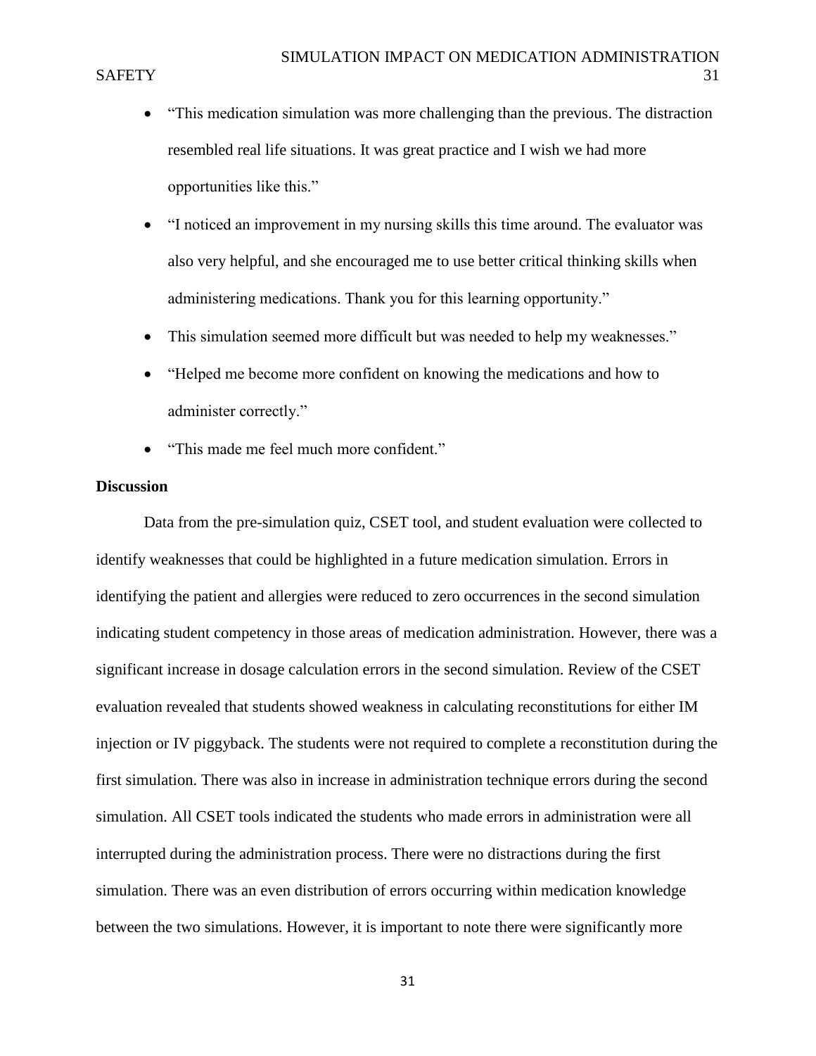- "This medication simulation was more challenging than the previous. The distraction resembled real life situations. It was great practice and I wish we had more opportunities like this."
- "I noticed an improvement in my nursing skills this time around. The evaluator was also very helpful, and she encouraged me to use better critical thinking skills when administering medications. Thank you for this learning opportunity."
- This simulation seemed more difficult but was needed to help my weaknesses."
- "Helped me become more confident on knowing the medications and how to administer correctly."
- "This made me feel much more confident."

**Discussion**

Data from the pre-simulation quiz, CSET tool, and student evaluation were collected to identify weaknesses that could be highlighted in a future medication simulation. Errors in identifying the patient and allergies were reduced to zero occurrences in the second simulation indicating student competency in those areas of medication administration. However, there was a significant increase in dosage calculation errors in the second simulation. Review of the CSET evaluation revealed that students showed weakness in calculating reconstitutions for either IM injection or IV piggyback. The students were not required to complete a reconstitution during the first simulation. There was also in increase in administration technique errors during the second simulation. All CSET tools indicated the students who made errors in administration were all interrupted during the administration process. There were no distractions during the first simulation. There was an even distribution of errors occurring within medication knowledge between the two simulations. However, it is important to note there were significantly more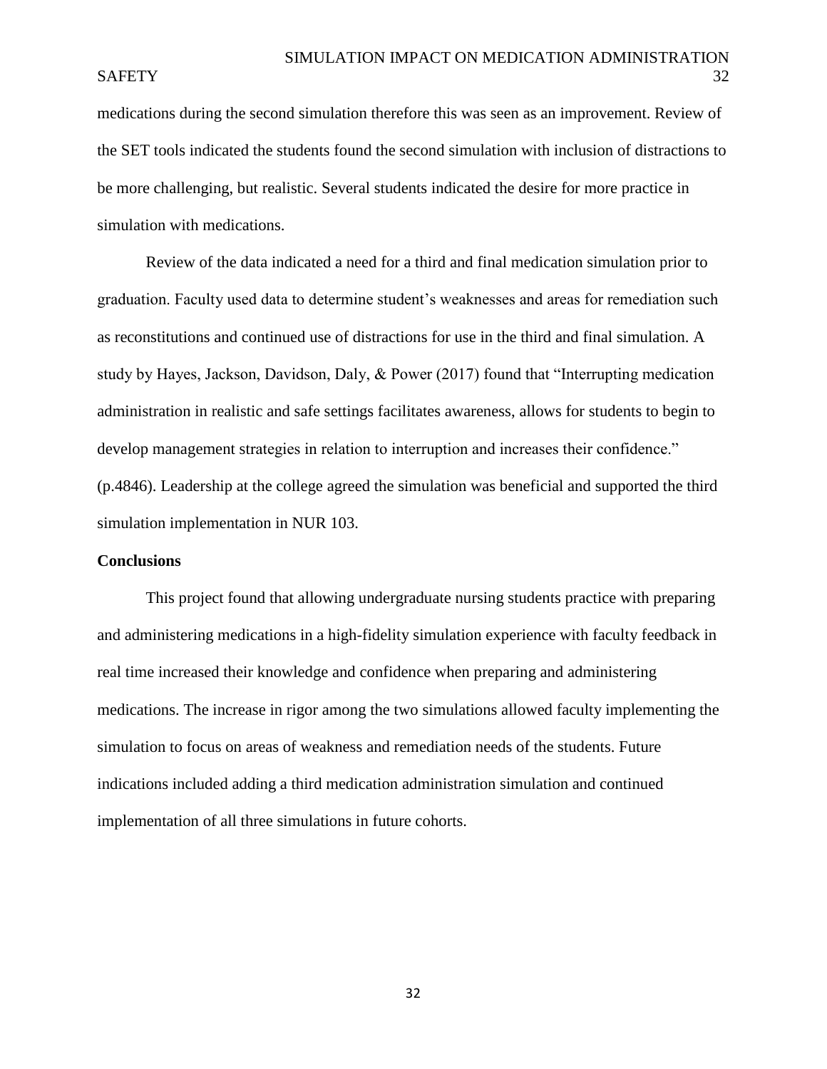medications during the second simulation therefore this was seen as an improvement. Review of the SET tools indicated the students found the second simulation with inclusion of distractions to be more challenging, but realistic. Several students indicated the desire for more practice in simulation with medications.

Review of the data indicated a need for a third and final medication simulation prior to graduation. Faculty used data to determine student's weaknesses and areas for remediation such as reconstitutions and continued use of distractions for use in the third and final simulation. A study by Hayes, Jackson, Davidson, Daly, & Power (2017) found that "Interrupting medication administration in realistic and safe settings facilitates awareness, allows for students to begin to develop management strategies in relation to interruption and increases their confidence." (p.4846). Leadership at the college agreed the simulation was beneficial and supported the third simulation implementation in NUR 103.

**Conclusions**

This project found that allowing undergraduate nursing students practice with preparing and administering medications in a high-fidelity simulation experience with faculty feedback in real time increased their knowledge and confidence when preparing and administering medications. The increase in rigor among the two simulations allowed faculty implementing the simulation to focus on areas of weakness and remediation needs of the students. Future indications included adding a third medication administration simulation and continued implementation of all three simulations in future cohorts.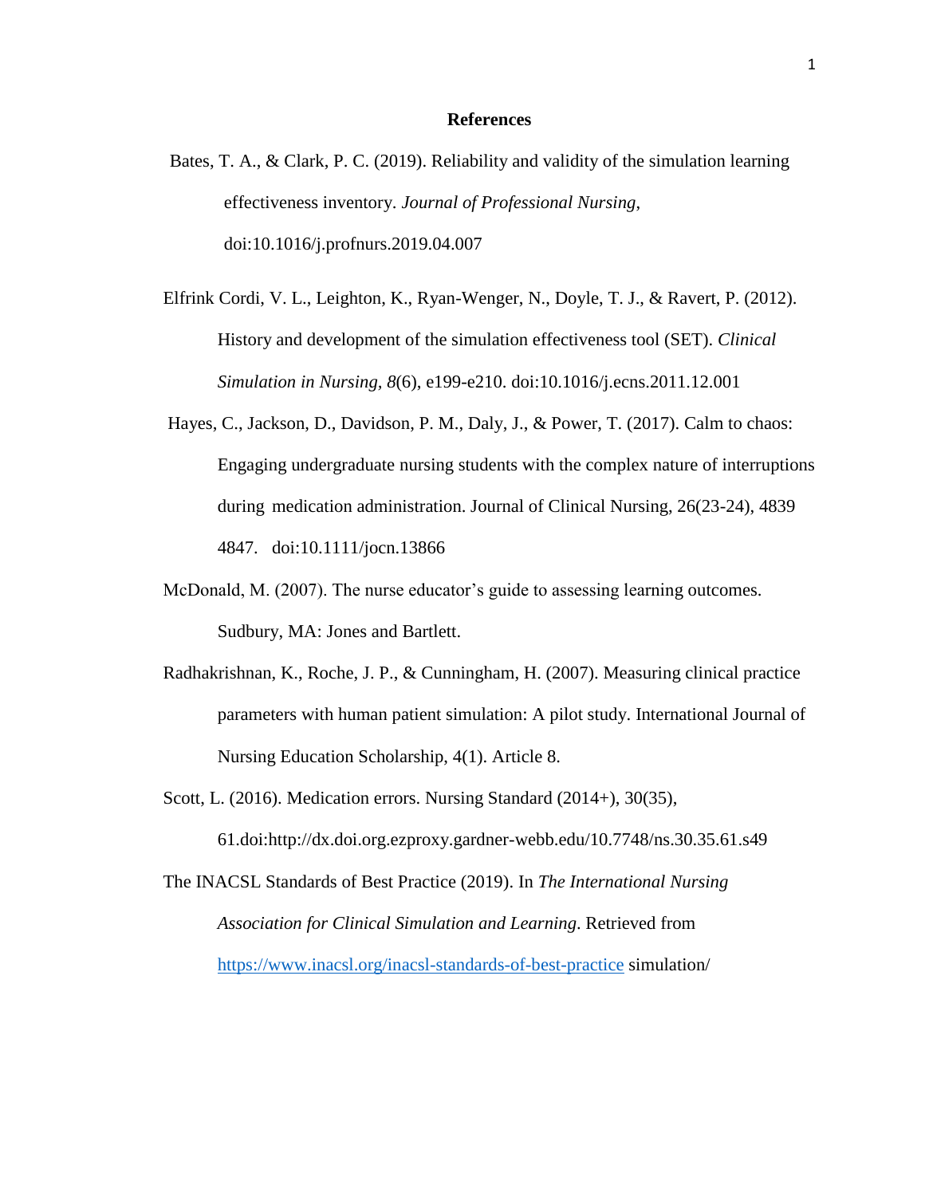## References

Bates, T. A., & Clark, P. C. (2019). Reliability and validity of the simulation learning effectiveness inventory. *Journal of Professional Nursing*, doi:10.1016/j.profnurs.2019.04.007

Elfrink Cordi, V. L., Leighton, K., Ryan-Wenger, N., Doyle, T. J., & Ravert, P. (2012). History and development of the simulation effectiveness tool (SET). *Clinical Simulation in Nursing, 8*(6), e199-e210. doi:10.1016/j.ecns.2011.12.001

Hayes, C., Jackson, D., Davidson, P. M., Daly, J., & Power, T. (2017). Calm to chaos: Engaging undergraduate nursing students with the complex nature of interruptions during medication administration. Journal of Clinical Nursing, 26(23-24), 4839 4847. doi:10.1111/jocn.13866

McDonald, M. (2007). The nurse educator's guide to assessing learning outcomes. Sudbury, MA: Jones and Bartlett.

Radhakrishnan, K., Roche, J. P., & Cunningham, H. (2007). Measuring clinical practice parameters with human patient simulation: A pilot study. International Journal of Nursing Education Scholarship, 4(1). Article 8.

Scott, L. (2016). Medication errors. Nursing Standard (2014+), 30(35), 61.doi:http://dx.doi.org.ezproxy.gardner-webb.edu/10.7748/ns.30.35.61.s49

The INACSL Standards of Best Practice (2019). In *The International Nursing Association for Clinical Simulation and Learning*. Retrieved from https://www.inacsl.org/inacsl-standards-of-best-practice simulation/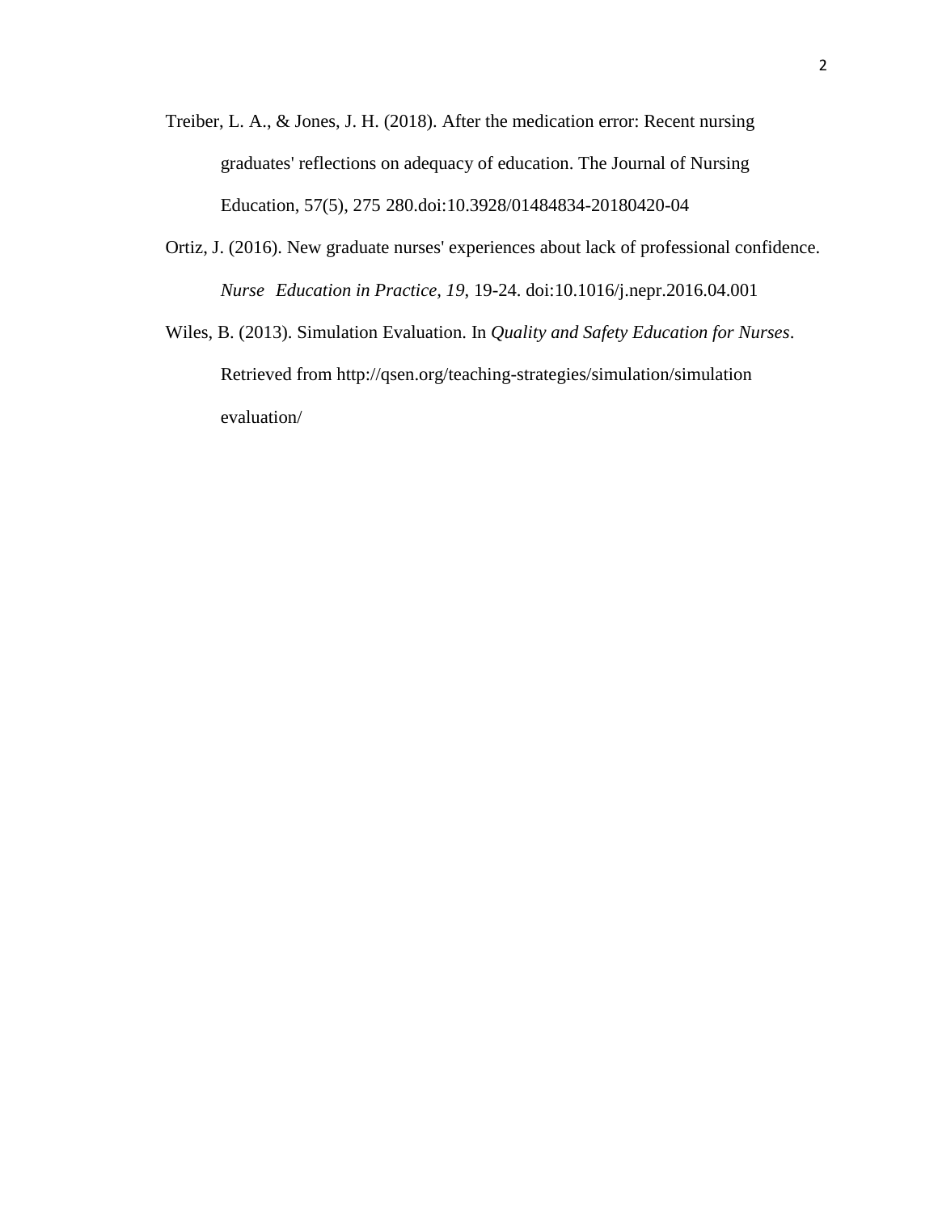Treiber, L. A., & Jones, J. H. (2018). After the medication error: Recent nursing graduates' reflections on adequacy of education. The Journal of Nursing Education, 57(5), 275 280.doi:10.3928/01484834-20180420-04

Ortiz, J. (2016). New graduate nurses' experiences about lack of professional confidence. *Nurse Education in Practice, 19*, 19-24. doi:10.1016/j.nepr.2016.04.001

Wiles, B. (2013). Simulation Evaluation. In *Quality and Safety Education for Nurses*. Retrieved from http://qsen.org/teaching-strategies/simulation/simulation evaluation/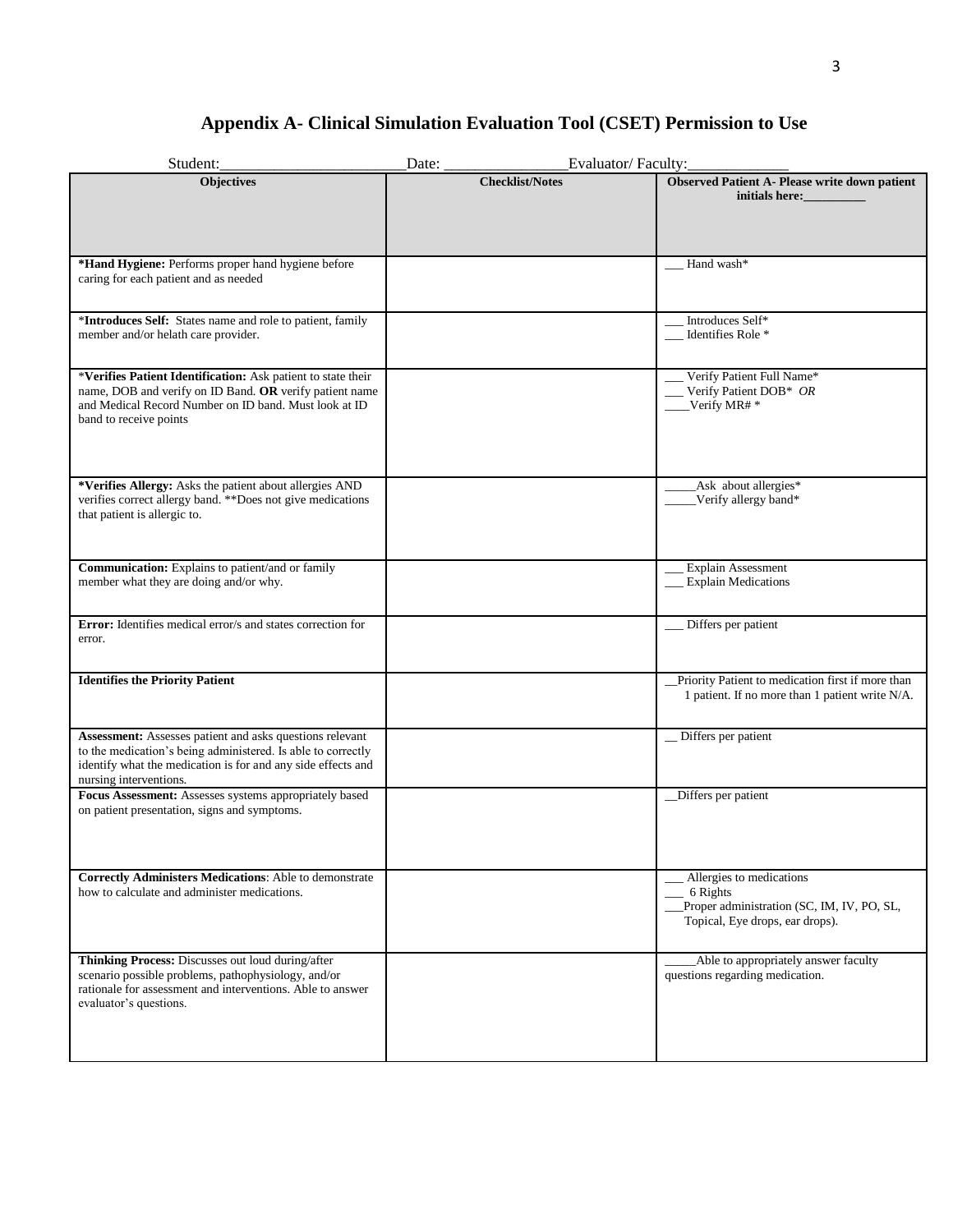# Appendix A- Clinical Simulation Evaluation Tool (CSET) Permission to Use

Student:________________________Date: ________________Evaluator/ Faculty:_____________

| Objectives | Checklist/Notes | Observed Patient A- Please write down patient initials here:__________ |
|---|---|---|
| ***Hand Hygiene:** Performs proper hand hygiene before caring for each patient and as needed | | ___ Hand wash* |
| ***Introduces Self:** States name and role to patient, family member and/or helath care provider. | | ___ Introduces Self*<br>___ Identifies Role * |
| ***Verifies Patient Identification:** Ask patient to state their name, DOB and verify on ID Band. **OR** verify patient name and Medical Record Number on ID band. Must look at ID band to receive points | | ___ Verify Patient Full Name*<br>___ Verify Patient DOB* *OR*<br>____Verify MR# * |
| ***Verifies Allergy:** Asks the patient about allergies AND verifies correct allergy band. **Does not give medications that patient is allergic to. | | _____Ask about allergies*<br>_____Verify allergy band* |
| **Communication:** Explains to patient/and or family member what they are doing and/or why. | | ___ Explain Assessment<br>___ Explain Medications |
| **Error:** Identifies medical error/s and states correction for error. | | ___ Differs per patient |
| **Identifies the Priority Patient** | | __Priority Patient to medication first if more than 1 patient. If no more than 1 patient write N/A. |
| **Assessment:** Assesses patient and asks questions relevant to the medication's being administered. Is able to correctly identify what the medication is for and any side effects and nursing interventions. | | __ Differs per patient |
| **Focus Assessment:** Assesses systems appropriately based on patient presentation, signs and symptoms. | | __Differs per patient |
| **Correctly Administers Medications**: Able to demonstrate how to calculate and administer medications. | | ___ Allergies to medications<br>___ 6 Rights<br>___Proper administration (SC, IM, IV, PO, SL, Topical, Eye drops, ear drops). |
| **Thinking Process:** Discusses out loud during/after scenario possible problems, pathophysiology, and/or rationale for assessment and interventions. Able to answer evaluator's questions. | | _____Able to appropriately answer faculty questions regarding medication. |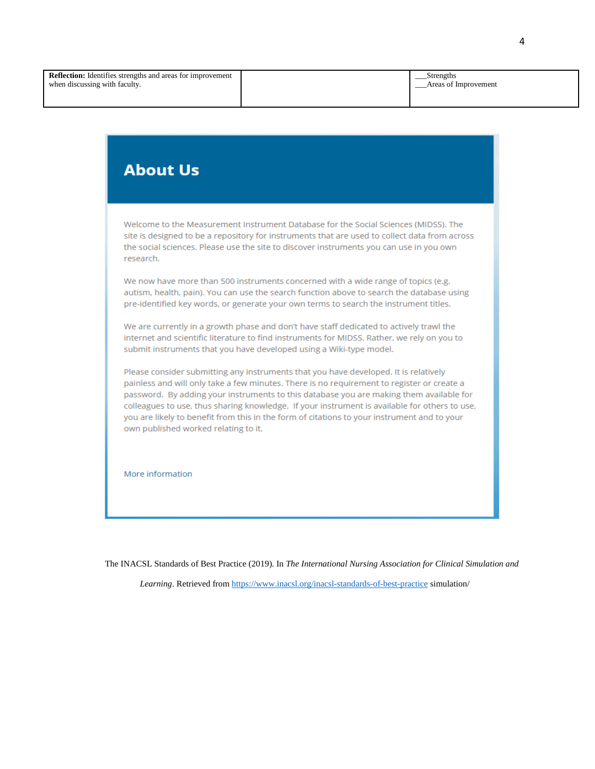| **Reflection:** Identifies strengths and areas for improvement when discussing with faculty. | | ___Strengths<br>___Areas of Improvement |
| --- | --- | --- |

## About Us

Welcome to the Measurement Instrument Database for the Social Sciences (MIDSS). The site is designed to be a repository for instruments that are used to collect data from across the social sciences. Please use the site to discover instruments you can use in you own research.

We now have more than 500 instruments concerned with a wide range of topics (e.g. autism, health, pain). You can use the search function above to search the database using pre-identified key words, or generate your own terms to search the instrument titles.

We are currently in a growth phase and don't have staff dedicated to actively trawl the internet and scientific literature to find instruments for MIDSS. Rather, we rely on you to submit instruments that you have developed using a Wiki-type model.

Please consider submitting any instruments that you have developed. It is relatively painless and will only take a few minutes. There is no requirement to register or create a password. By adding your instruments to this database you are making them available for colleagues to use, thus sharing knowledge. If your instrument is available for others to use, you are likely to benefit from this in the form of citations to your instrument and to your own published worked relating to it.

More information

The INACSL Standards of Best Practice (2019). In *The International Nursing Association for Clinical Simulation and Learning*. Retrieved from https://www.inacsl.org/inacsl-standards-of-best-practice simulation/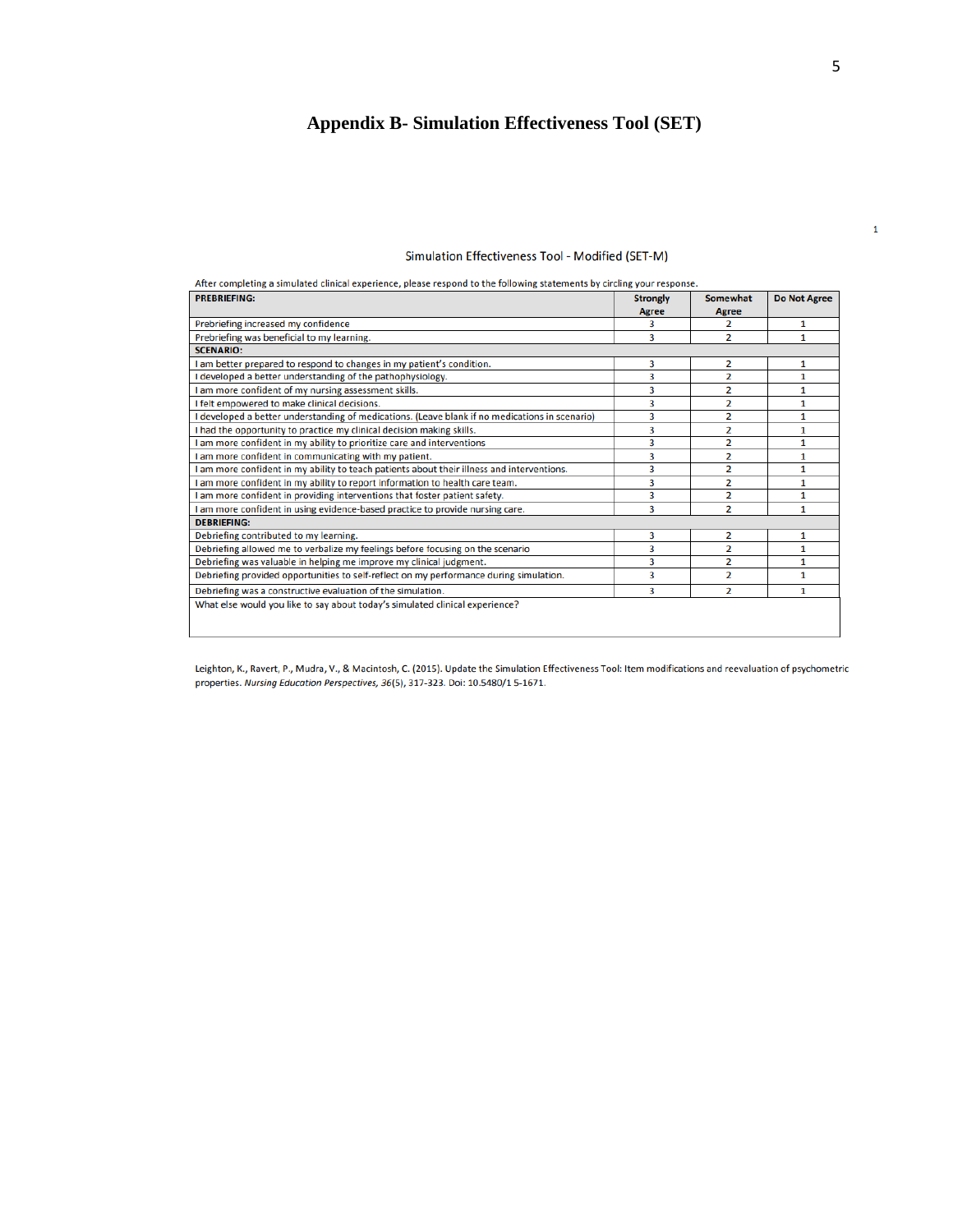# Appendix B- Simulation Effectiveness Tool (SET)

Simulation Effectiveness Tool - Modified (SET-M)

After completing a simulated clinical experience, please respond to the following statements by circling your response.

| PREBRIEFING: | Strongly Agree | Somewhat Agree | Do Not Agree |
|---|---|---|---|
| Prebriefing increased my confidence | 3 | 2 | 1 |
| Prebriefing was beneficial to my learning. | 3 | 2 | 1 |
| **SCENARIO:** | | | |
| I am better prepared to respond to changes in my patient's condition. | 3 | 2 | 1 |
| I developed a better understanding of the pathophysiology. | 3 | 2 | 1 |
| I am more confident of my nursing assessment skills. | 3 | 2 | 1 |
| I felt empowered to make clinical decisions. | 3 | 2 | 1 |
| I developed a better understanding of medications. (Leave blank if no medications in scenario) | 3 | 2 | 1 |
| I had the opportunity to practice my clinical decision making skills. | 3 | 2 | 1 |
| I am more confident in my ability to prioritize care and interventions | 3 | 2 | 1 |
| I am more confident in communicating with my patient. | 3 | 2 | 1 |
| I am more confident in my ability to teach patients about their illness and interventions. | 3 | 2 | 1 |
| I am more confident in my ability to report information to health care team. | 3 | 2 | 1 |
| I am more confident in providing interventions that foster patient safety. | 3 | 2 | 1 |
| I am more confident in using evidence-based practice to provide nursing care. | 3 | 2 | 1 |
| **DEBRIEFING:** | | | |
| Debriefing contributed to my learning. | 3 | 2 | 1 |
| Debriefing allowed me to verbalize my feelings before focusing on the scenario | 3 | 2 | 1 |
| Debriefing was valuable in helping me improve my clinical judgment. | 3 | 2 | 1 |
| Debriefing provided opportunities to self-reflect on my performance during simulation. | 3 | 2 | 1 |
| Debriefing was a constructive evaluation of the simulation. | 3 | 2 | 1 |
| What else would you like to say about today's simulated clinical experience? | | | |

Leighton, K., Ravert, P., Mudra, V., & Macintosh, C. (2015). Update the Simulation Effectiveness Tool: Item modifications and reevaluation of psychometric properties. *Nursing Education Perspectives, 36*(5), 317-323. Doi: 10.5480/1 5-1671.